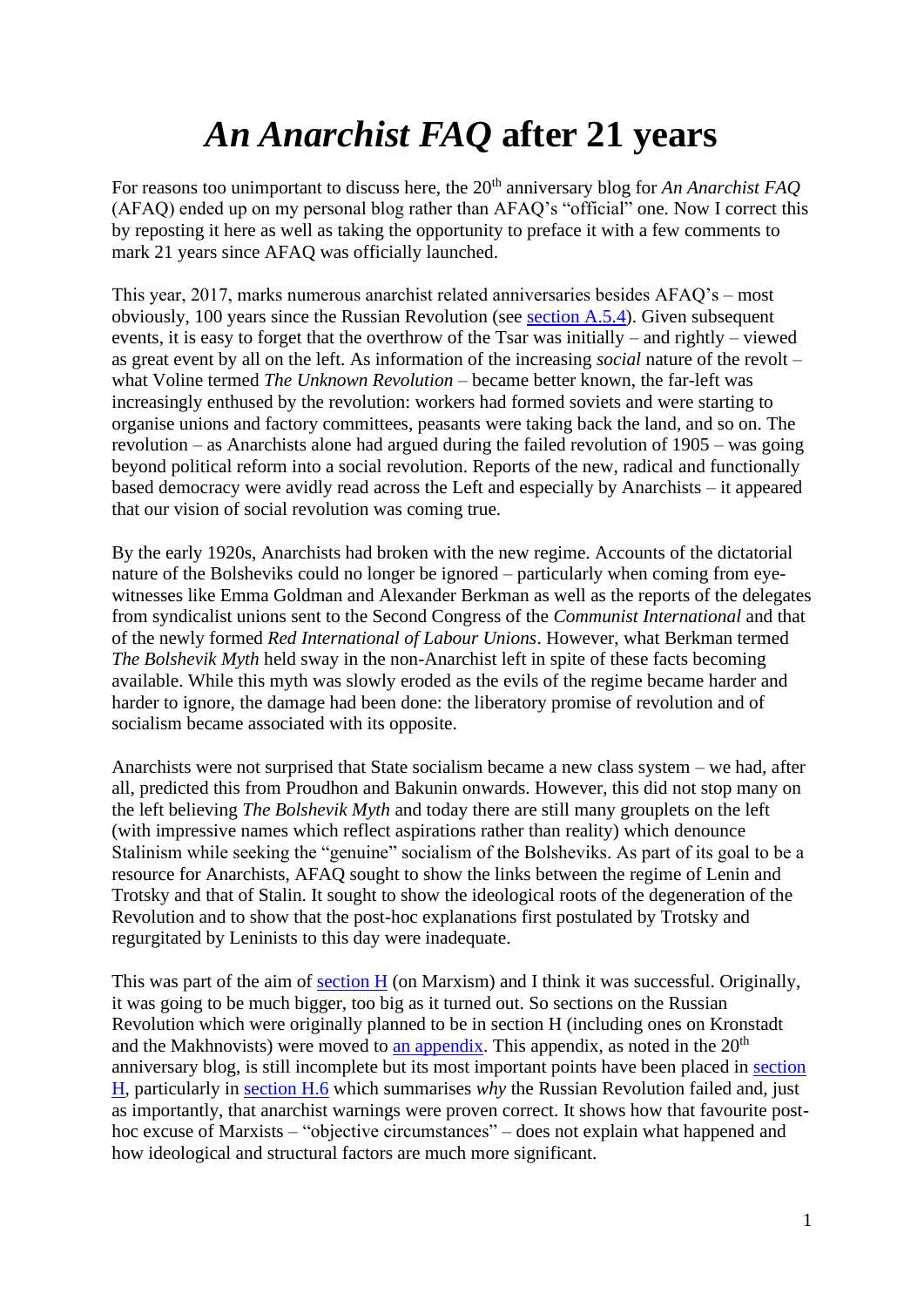# *An Anarchist FAQ* after 21 years

For reasons too unimportant to discuss here, the 20th anniversary blog for *An Anarchist FAQ* (AFAQ) ended up on my personal blog rather than AFAQ's "official" one. Now I correct this by reposting it here as well as taking the opportunity to preface it with a few comments to mark 21 years since AFAQ was officially launched.

This year, 2017, marks numerous anarchist related anniversaries besides AFAQ's – most obviously, 100 years since the Russian Revolution (see [section A.5.4](section A.5.4)). Given subsequent events, it is easy to forget that the overthrow of the Tsar was initially – and rightly – viewed as great event by all on the left. As information of the increasing *social* nature of the revolt – what Voline termed *The Unknown Revolution* – became better known, the far-left was increasingly enthused by the revolution: workers had formed soviets and were starting to organise unions and factory committees, peasants were taking back the land, and so on. The revolution – as Anarchists alone had argued during the failed revolution of 1905 – was going beyond political reform into a social revolution. Reports of the new, radical and functionally based democracy were avidly read across the Left and especially by Anarchists – it appeared that our vision of social revolution was coming true.

By the early 1920s, Anarchists had broken with the new regime. Accounts of the dictatorial nature of the Bolsheviks could no longer be ignored – particularly when coming from eye-witnesses like Emma Goldman and Alexander Berkman as well as the reports of the delegates from syndicalist unions sent to the Second Congress of the *Communist International* and that of the newly formed *Red International of Labour Unions*. However, what Berkman termed *The Bolshevik Myth* held sway in the non-Anarchist left in spite of these facts becoming available. While this myth was slowly eroded as the evils of the regime became harder and harder to ignore, the damage had been done: the liberatory promise of revolution and of socialism became associated with its opposite.

Anarchists were not surprised that State socialism became a new class system – we had, after all, predicted this from Proudhon and Bakunin onwards. However, this did not stop many on the left believing *The Bolshevik Myth* and today there are still many grouplets on the left (with impressive names which reflect aspirations rather than reality) which denounce Stalinism while seeking the "genuine" socialism of the Bolsheviks. As part of its goal to be a resource for Anarchists, AFAQ sought to show the links between the regime of Lenin and Trotsky and that of Stalin. It sought to show the ideological roots of the degeneration of the Revolution and to show that the post-hoc explanations first postulated by Trotsky and regurgitated by Leninists to this day were inadequate.

This was part of the aim of section H (on Marxism) and I think it was successful. Originally, it was going to be much bigger, too big as it turned out. So sections on the Russian Revolution which were originally planned to be in section H (including ones on Kronstadt and the Makhnovists) were moved to an appendix. This appendix, as noted in the 20th anniversary blog, is still incomplete but its most important points have been placed in section H, particularly in section H.6 which summarises *why* the Russian Revolution failed and, just as importantly, that anarchist warnings were proven correct. It shows how that favourite post-hoc excuse of Marxists – "objective circumstances" – does not explain what happened and how ideological and structural factors are much more significant.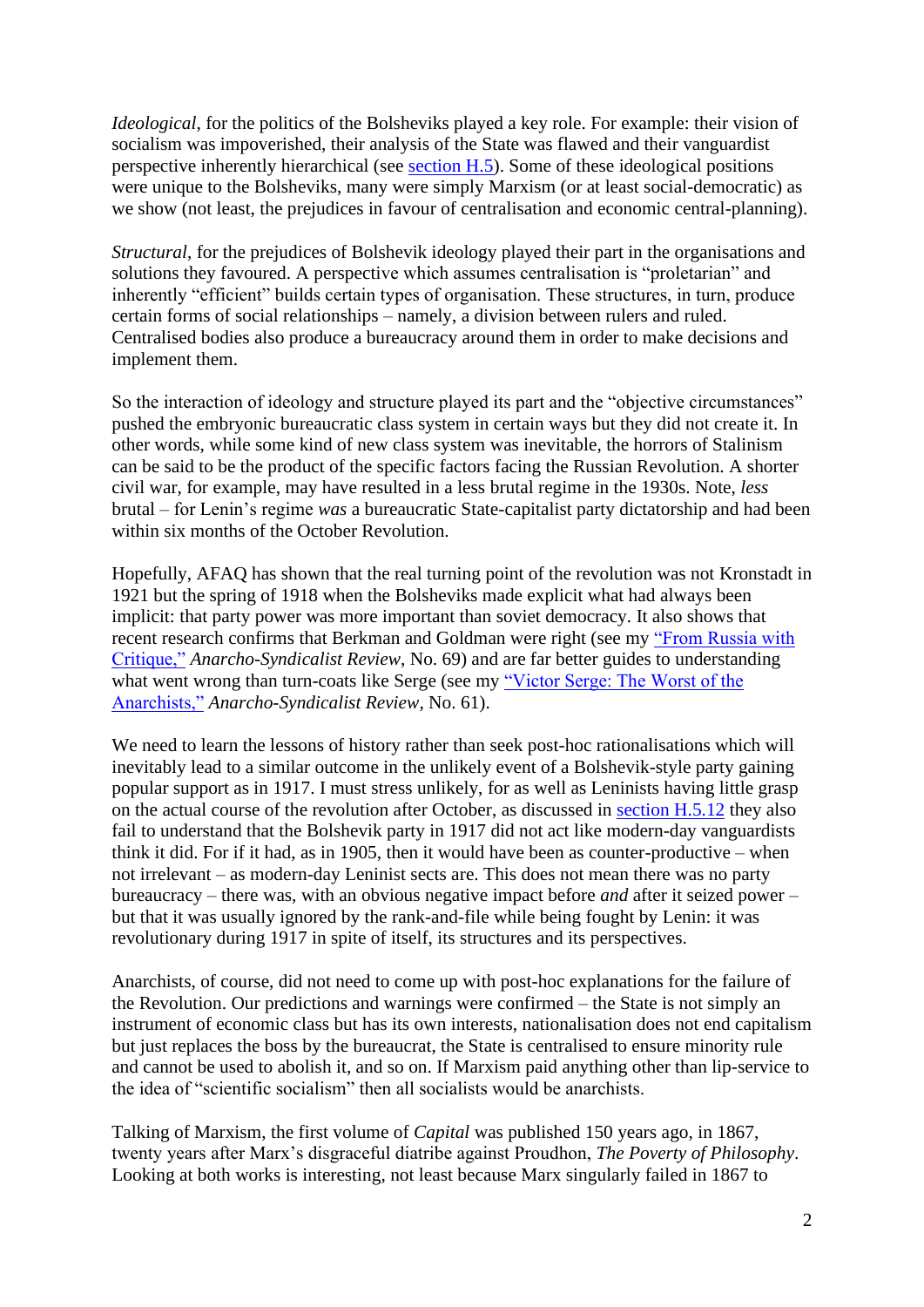*Ideological*, for the politics of the Bolsheviks played a key role. For example: their vision of socialism was impoverished, their analysis of the State was flawed and their vanguardist perspective inherently hierarchical (see [section H.5](#)). Some of these ideological positions were unique to the Bolsheviks, many were simply Marxism (or at least social-democratic) as we show (not least, the prejudices in favour of centralisation and economic central-planning).

*Structural*, for the prejudices of Bolshevik ideology played their part in the organisations and solutions they favoured. A perspective which assumes centralisation is "proletarian" and inherently "efficient" builds certain types of organisation. These structures, in turn, produce certain forms of social relationships – namely, a division between rulers and ruled. Centralised bodies also produce a bureaucracy around them in order to make decisions and implement them.

So the interaction of ideology and structure played its part and the "objective circumstances" pushed the embryonic bureaucratic class system in certain ways but they did not create it. In other words, while some kind of new class system was inevitable, the horrors of Stalinism can be said to be the product of the specific factors facing the Russian Revolution. A shorter civil war, for example, may have resulted in a less brutal regime in the 1930s. Note, *less* brutal – for Lenin's regime *was* a bureaucratic State-capitalist party dictatorship and had been within six months of the October Revolution.

Hopefully, AFAQ has shown that the real turning point of the revolution was not Kronstadt in 1921 but the spring of 1918 when the Bolsheviks made explicit what had always been implicit: that party power was more important than soviet democracy. It also shows that recent research confirms that Berkman and Goldman were right (see my ["From Russia with Critique,"](#) *Anarcho-Syndicalist Review*, No. 69) and are far better guides to understanding what went wrong than turn-coats like Serge (see my ["Victor Serge: The Worst of the Anarchists,"](#) *Anarcho-Syndicalist Review*, No. 61).

We need to learn the lessons of history rather than seek post-hoc rationalisations which will inevitably lead to a similar outcome in the unlikely event of a Bolshevik-style party gaining popular support as in 1917. I must stress unlikely, for as well as Leninists having little grasp on the actual course of the revolution after October, as discussed in [section H.5.12](#) they also fail to understand that the Bolshevik party in 1917 did not act like modern-day vanguardists think it did. For if it had, as in 1905, then it would have been as counter-productive – when not irrelevant – as modern-day Leninist sects are. This does not mean there was no party bureaucracy – there was, with an obvious negative impact before *and* after it seized power – but that it was usually ignored by the rank-and-file while being fought by Lenin: it was revolutionary during 1917 in spite of itself, its structures and its perspectives.

Anarchists, of course, did not need to come up with post-hoc explanations for the failure of the Revolution. Our predictions and warnings were confirmed – the State is not simply an instrument of economic class but has its own interests, nationalisation does not end capitalism but just replaces the boss by the bureaucrat, the State is centralised to ensure minority rule and cannot be used to abolish it, and so on. If Marxism paid anything other than lip-service to the idea of "scientific socialism" then all socialists would be anarchists.

Talking of Marxism, the first volume of *Capital* was published 150 years ago, in 1867, twenty years after Marx's disgraceful diatribe against Proudhon, *The Poverty of Philosophy*. Looking at both works is interesting, not least because Marx singularly failed in 1867 to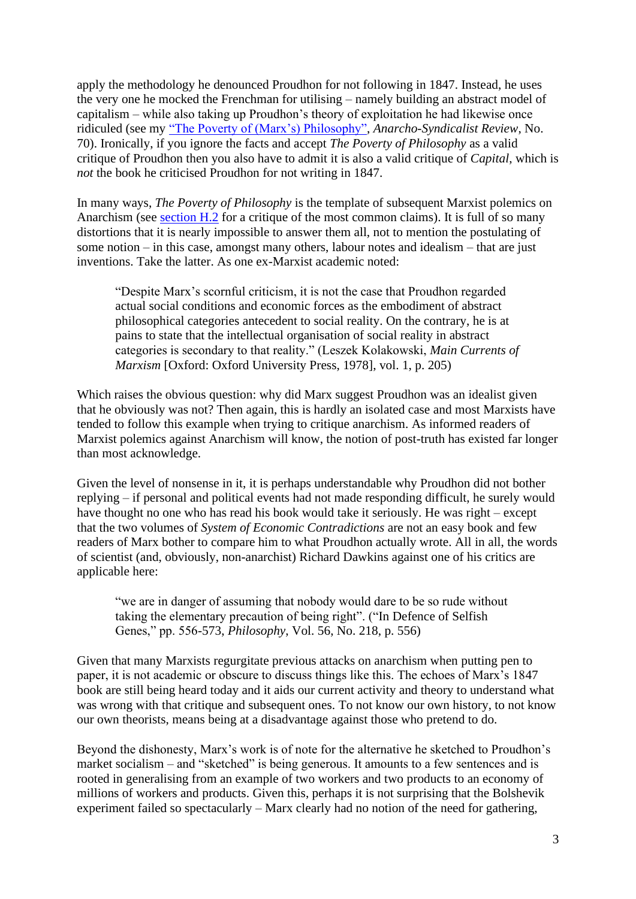apply the methodology he denounced Proudhon for not following in 1847. Instead, he uses the very one he mocked the Frenchman for utilising – namely building an abstract model of capitalism – while also taking up Proudhon's theory of exploitation he had likewise once ridiculed (see my "The Poverty of (Marx's) Philosophy", *Anarcho-Syndicalist Review*, No. 70). Ironically, if you ignore the facts and accept *The Poverty of Philosophy* as a valid critique of Proudhon then you also have to admit it is also a valid critique of *Capital*, which is *not* the book he criticised Proudhon for not writing in 1847.

In many ways, *The Poverty of Philosophy* is the template of subsequent Marxist polemics on Anarchism (see section H.2 for a critique of the most common claims). It is full of so many distortions that it is nearly impossible to answer them all, not to mention the postulating of some notion – in this case, amongst many others, labour notes and idealism – that are just inventions. Take the latter. As one ex-Marxist academic noted:

> "Despite Marx's scornful criticism, it is not the case that Proudhon regarded actual social conditions and economic forces as the embodiment of abstract philosophical categories antecedent to social reality. On the contrary, he is at pains to state that the intellectual organisation of social reality in abstract categories is secondary to that reality." (Leszek Kolakowski, *Main Currents of Marxism* [Oxford: Oxford University Press, 1978], vol. 1, p. 205)

Which raises the obvious question: why did Marx suggest Proudhon was an idealist given that he obviously was not? Then again, this is hardly an isolated case and most Marxists have tended to follow this example when trying to critique anarchism. As informed readers of Marxist polemics against Anarchism will know, the notion of post-truth has existed far longer than most acknowledge.

Given the level of nonsense in it, it is perhaps understandable why Proudhon did not bother replying – if personal and political events had not made responding difficult, he surely would have thought no one who has read his book would take it seriously. He was right – except that the two volumes of *System of Economic Contradictions* are not an easy book and few readers of Marx bother to compare him to what Proudhon actually wrote. All in all, the words of scientist (and, obviously, non-anarchist) Richard Dawkins against one of his critics are applicable here:

> "we are in danger of assuming that nobody would dare to be so rude without taking the elementary precaution of being right". ("In Defence of Selfish Genes," pp. 556-573, *Philosophy*, Vol. 56, No. 218, p. 556)

Given that many Marxists regurgitate previous attacks on anarchism when putting pen to paper, it is not academic or obscure to discuss things like this. The echoes of Marx's 1847 book are still being heard today and it aids our current activity and theory to understand what was wrong with that critique and subsequent ones. To not know our own history, to not know our own theorists, means being at a disadvantage against those who pretend to do.

Beyond the dishonesty, Marx's work is of note for the alternative he sketched to Proudhon's market socialism – and "sketched" is being generous. It amounts to a few sentences and is rooted in generalising from an example of two workers and two products to an economy of millions of workers and products. Given this, perhaps it is not surprising that the Bolshevik experiment failed so spectacularly – Marx clearly had no notion of the need for gathering,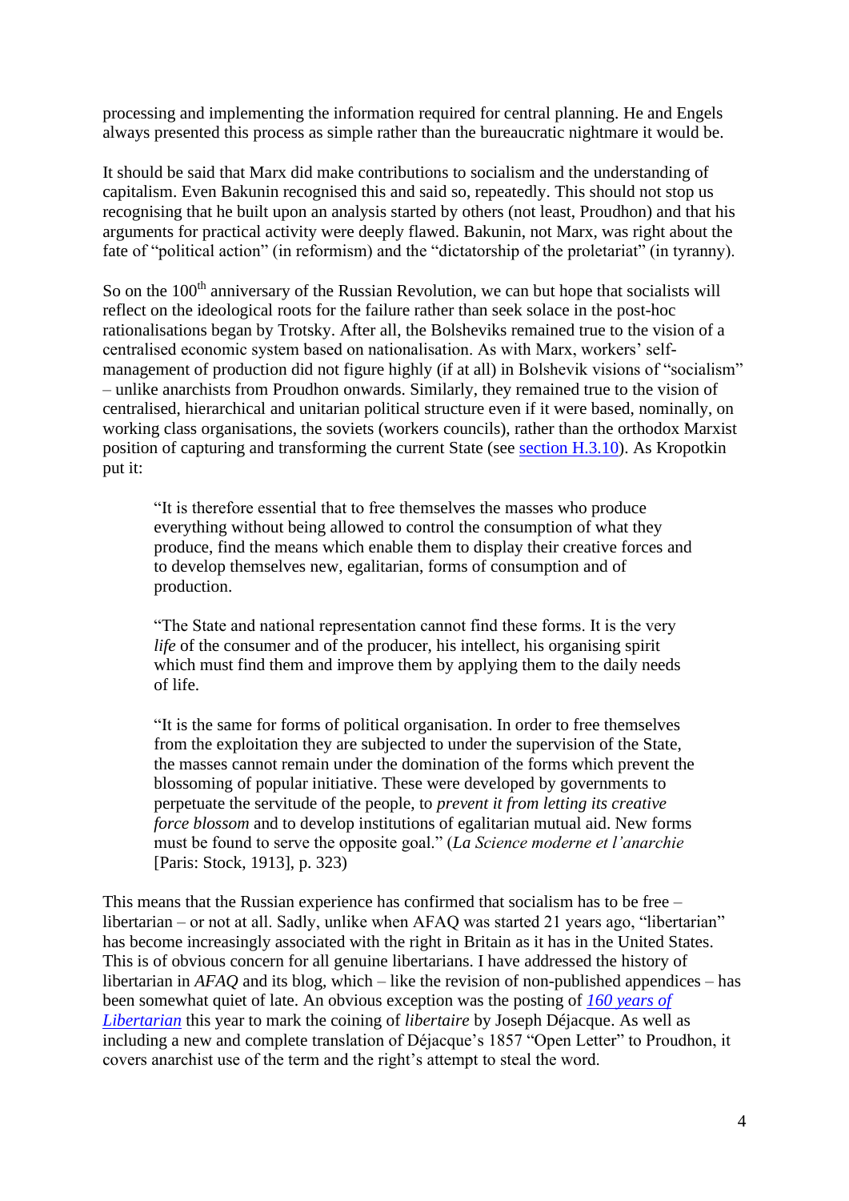processing and implementing the information required for central planning. He and Engels always presented this process as simple rather than the bureaucratic nightmare it would be.

It should be said that Marx did make contributions to socialism and the understanding of capitalism. Even Bakunin recognised this and said so, repeatedly. This should not stop us recognising that he built upon an analysis started by others (not least, Proudhon) and that his arguments for practical activity were deeply flawed. Bakunin, not Marx, was right about the fate of "political action" (in reformism) and the "dictatorship of the proletariat" (in tyranny).

So on the 100th anniversary of the Russian Revolution, we can but hope that socialists will reflect on the ideological roots for the failure rather than seek solace in the post-hoc rationalisations began by Trotsky. After all, the Bolsheviks remained true to the vision of a centralised economic system based on nationalisation. As with Marx, workers' self-management of production did not figure highly (if at all) in Bolshevik visions of "socialism" – unlike anarchists from Proudhon onwards. Similarly, they remained true to the vision of centralised, hierarchical and unitarian political structure even if it were based, nominally, on working class organisations, the soviets (workers councils), rather than the orthodox Marxist position of capturing and transforming the current State (see [section H.3.10](#)). As Kropotkin put it:

> "It is therefore essential that to free themselves the masses who produce everything without being allowed to control the consumption of what they produce, find the means which enable them to display their creative forces and to develop themselves new, egalitarian, forms of consumption and of production.
>
> "The State and national representation cannot find these forms. It is the very *life* of the consumer and of the producer, his intellect, his organising spirit which must find them and improve them by applying them to the daily needs of life.
>
> "It is the same for forms of political organisation. In order to free themselves from the exploitation they are subjected to under the supervision of the State, the masses cannot remain under the domination of the forms which prevent the blossoming of popular initiative. These were developed by governments to perpetuate the servitude of the people, to *prevent it from letting its creative force blossom* and to develop institutions of egalitarian mutual aid. New forms must be found to serve the opposite goal." (*La Science moderne et l'anarchie* [Paris: Stock, 1913], p. 323)

This means that the Russian experience has confirmed that socialism has to be free – libertarian – or not at all. Sadly, unlike when AFAQ was started 21 years ago, "libertarian" has become increasingly associated with the right in Britain as it has in the United States. This is of obvious concern for all genuine libertarians. I have addressed the history of libertarian in *AFAQ* and its blog, which – like the revision of non-published appendices – has been somewhat quiet of late. An obvious exception was the posting of [*160 years of Libertarian*](#) this year to mark the coining of *libertaire* by Joseph Déjacque. As well as including a new and complete translation of Déjacque's 1857 "Open Letter" to Proudhon, it covers anarchist use of the term and the right's attempt to steal the word.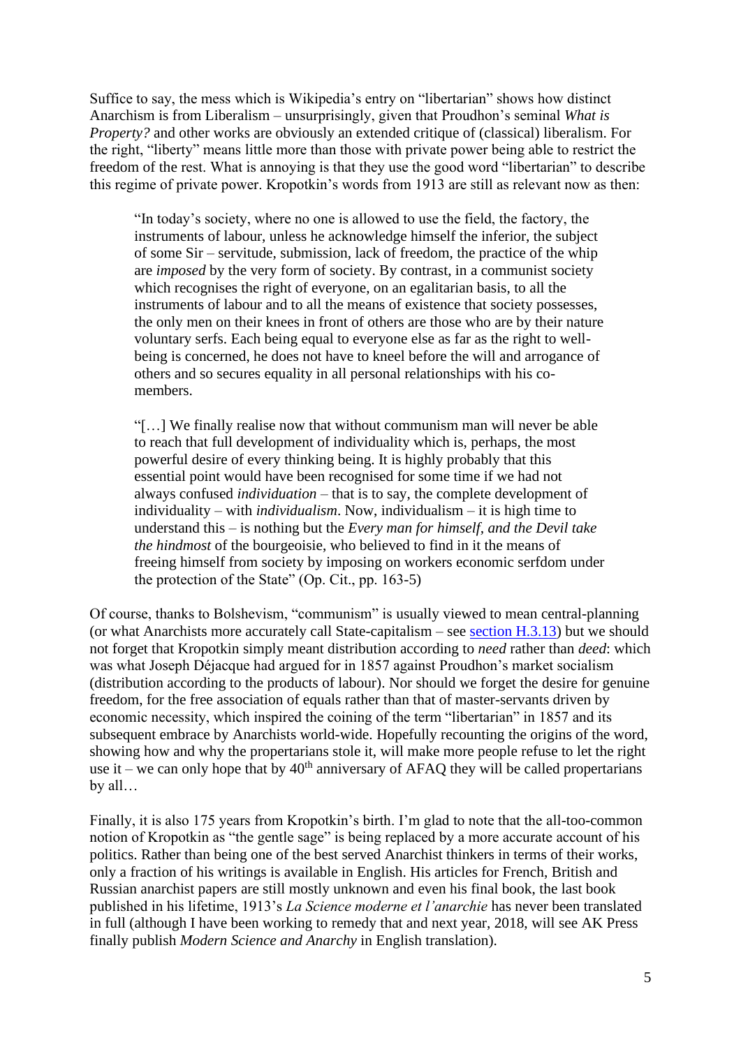Suffice to say, the mess which is Wikipedia's entry on "libertarian" shows how distinct Anarchism is from Liberalism – unsurprisingly, given that Proudhon's seminal *What is Property?* and other works are obviously an extended critique of (classical) liberalism. For the right, "liberty" means little more than those with private power being able to restrict the freedom of the rest. What is annoying is that they use the good word "libertarian" to describe this regime of private power. Kropotkin's words from 1913 are still as relevant now as then:

> "In today's society, where no one is allowed to use the field, the factory, the instruments of labour, unless he acknowledge himself the inferior, the subject of some Sir – servitude, submission, lack of freedom, the practice of the whip are *imposed* by the very form of society. By contrast, in a communist society which recognises the right of everyone, on an egalitarian basis, to all the instruments of labour and to all the means of existence that society possesses, the only men on their knees in front of others are those who are by their nature voluntary serfs. Each being equal to everyone else as far as the right to well-being is concerned, he does not have to kneel before the will and arrogance of others and so secures equality in all personal relationships with his co-members.
>
> "[…] We finally realise now that without communism man will never be able to reach that full development of individuality which is, perhaps, the most powerful desire of every thinking being. It is highly probably that this essential point would have been recognised for some time if we had not always confused *individuation* – that is to say, the complete development of individuality – with *individualism*. Now, individualism – it is high time to understand this – is nothing but the *Every man for himself, and the Devil take the hindmost* of the bourgeoisie, who believed to find in it the means of freeing himself from society by imposing on workers economic serfdom under the protection of the State" (Op. Cit., pp. 163-5)

Of course, thanks to Bolshevism, "communism" is usually viewed to mean central-planning (or what Anarchists more accurately call State-capitalism – see section H.3.13) but we should not forget that Kropotkin simply meant distribution according to *need* rather than *deed*: which was what Joseph Déjacque had argued for in 1857 against Proudhon's market socialism (distribution according to the products of labour). Nor should we forget the desire for genuine freedom, for the free association of equals rather than that of master-servants driven by economic necessity, which inspired the coining of the term "libertarian" in 1857 and its subsequent embrace by Anarchists world-wide. Hopefully recounting the origins of the word, showing how and why the propertarians stole it, will make more people refuse to let the right use it – we can only hope that by 40th anniversary of AFAQ they will be called propertarians by all…

Finally, it is also 175 years from Kropotkin's birth. I'm glad to note that the all-too-common notion of Kropotkin as "the gentle sage" is being replaced by a more accurate account of his politics. Rather than being one of the best served Anarchist thinkers in terms of their works, only a fraction of his writings is available in English. His articles for French, British and Russian anarchist papers are still mostly unknown and even his final book, the last book published in his lifetime, 1913's *La Science moderne et l'anarchie* has never been translated in full (although I have been working to remedy that and next year, 2018, will see AK Press finally publish *Modern Science and Anarchy* in English translation).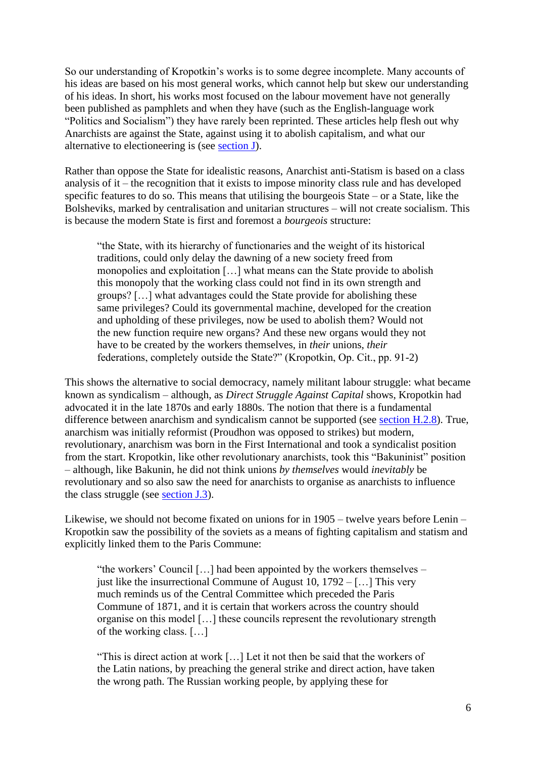So our understanding of Kropotkin's works is to some degree incomplete. Many accounts of his ideas are based on his most general works, which cannot help but skew our understanding of his ideas. In short, his works most focused on the labour movement have not generally been published as pamphlets and when they have (such as the English-language work "Politics and Socialism") they have rarely been reprinted. These articles help flesh out why Anarchists are against the State, against using it to abolish capitalism, and what our alternative to electioneering is (see section J).

Rather than oppose the State for idealistic reasons, Anarchist anti-Statism is based on a class analysis of it – the recognition that it exists to impose minority class rule and has developed specific features to do so. This means that utilising the bourgeois State – or a State, like the Bolsheviks, marked by centralisation and unitarian structures – will not create socialism. This is because the modern State is first and foremost a *bourgeois* structure:

> "the State, with its hierarchy of functionaries and the weight of its historical traditions, could only delay the dawning of a new society freed from monopolies and exploitation […] what means can the State provide to abolish this monopoly that the working class could not find in its own strength and groups? […] what advantages could the State provide for abolishing these same privileges? Could its governmental machine, developed for the creation and upholding of these privileges, now be used to abolish them? Would not the new function require new organs? And these new organs would they not have to be created by the workers themselves, in *their* unions, *their* federations, completely outside the State?" (Kropotkin, Op. Cit., pp. 91-2)

This shows the alternative to social democracy, namely militant labour struggle: what became known as syndicalism – although, as *Direct Struggle Against Capital* shows, Kropotkin had advocated it in the late 1870s and early 1880s. The notion that there is a fundamental difference between anarchism and syndicalism cannot be supported (see section H.2.8). True, anarchism was initially reformist (Proudhon was opposed to strikes) but modern, revolutionary, anarchism was born in the First International and took a syndicalist position from the start. Kropotkin, like other revolutionary anarchists, took this "Bakuninist" position – although, like Bakunin, he did not think unions *by themselves* would *inevitably* be revolutionary and so also saw the need for anarchists to organise as anarchists to influence the class struggle (see section J.3).

Likewise, we should not become fixated on unions for in 1905 – twelve years before Lenin – Kropotkin saw the possibility of the soviets as a means of fighting capitalism and statism and explicitly linked them to the Paris Commune:

> "the workers' Council […] had been appointed by the workers themselves – just like the insurrectional Commune of August 10, 1792 – […] This very much reminds us of the Central Committee which preceded the Paris Commune of 1871, and it is certain that workers across the country should organise on this model […] these councils represent the revolutionary strength of the working class. […]
>
> "This is direct action at work […] Let it not then be said that the workers of the Latin nations, by preaching the general strike and direct action, have taken the wrong path. The Russian working people, by applying these for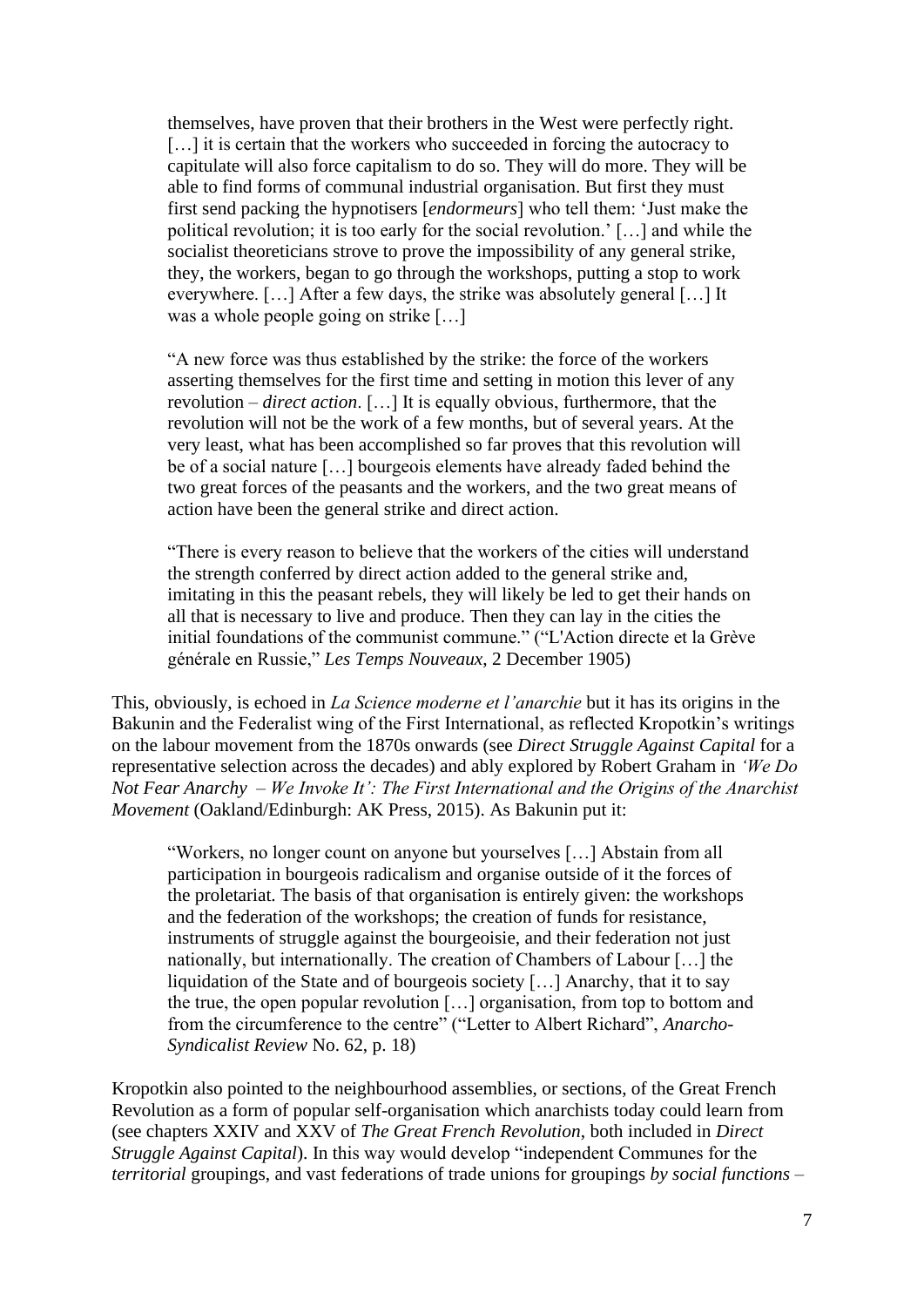> themselves, have proven that their brothers in the West were perfectly right. […] it is certain that the workers who succeeded in forcing the autocracy to capitulate will also force capitalism to do so. They will do more. They will be able to find forms of communal industrial organisation. But first they must first send packing the hypnotisers [*endormeurs*] who tell them: 'Just make the political revolution; it is too early for the social revolution.' […] and while the socialist theoreticians strove to prove the impossibility of any general strike, they, the workers, began to go through the workshops, putting a stop to work everywhere. […] After a few days, the strike was absolutely general […] It was a whole people going on strike […]
>
> "A new force was thus established by the strike: the force of the workers asserting themselves for the first time and setting in motion this lever of any revolution – *direct action*. […] It is equally obvious, furthermore, that the revolution will not be the work of a few months, but of several years. At the very least, what has been accomplished so far proves that this revolution will be of a social nature […] bourgeois elements have already faded behind the two great forces of the peasants and the workers, and the two great means of action have been the general strike and direct action.
>
> "There is every reason to believe that the workers of the cities will understand the strength conferred by direct action added to the general strike and, imitating in this the peasant rebels, they will likely be led to get their hands on all that is necessary to live and produce. Then they can lay in the cities the initial foundations of the communist commune." ("L'Action directe et la Grève générale en Russie," *Les Temps Nouveaux*, 2 December 1905)

This, obviously, is echoed in *La Science moderne et l'anarchie* but it has its origins in the Bakunin and the Federalist wing of the First International, as reflected Kropotkin's writings on the labour movement from the 1870s onwards (see *Direct Struggle Against Capital* for a representative selection across the decades) and ably explored by Robert Graham in *'We Do Not Fear Anarchy – We Invoke It': The First International and the Origins of the Anarchist Movement* (Oakland/Edinburgh: AK Press, 2015). As Bakunin put it:

> "Workers, no longer count on anyone but yourselves […] Abstain from all participation in bourgeois radicalism and organise outside of it the forces of the proletariat. The basis of that organisation is entirely given: the workshops and the federation of the workshops; the creation of funds for resistance, instruments of struggle against the bourgeoisie, and their federation not just nationally, but internationally. The creation of Chambers of Labour […] the liquidation of the State and of bourgeois society […] Anarchy, that it to say the true, the open popular revolution […] organisation, from top to bottom and from the circumference to the centre" ("Letter to Albert Richard", *Anarcho-Syndicalist Review* No. 62, p. 18)

Kropotkin also pointed to the neighbourhood assemblies, or sections, of the Great French Revolution as a form of popular self-organisation which anarchists today could learn from (see chapters XXIV and XXV of *The Great French Revolution*, both included in *Direct Struggle Against Capital*). In this way would develop "independent Communes for the *territorial* groupings, and vast federations of trade unions for groupings *by social functions* –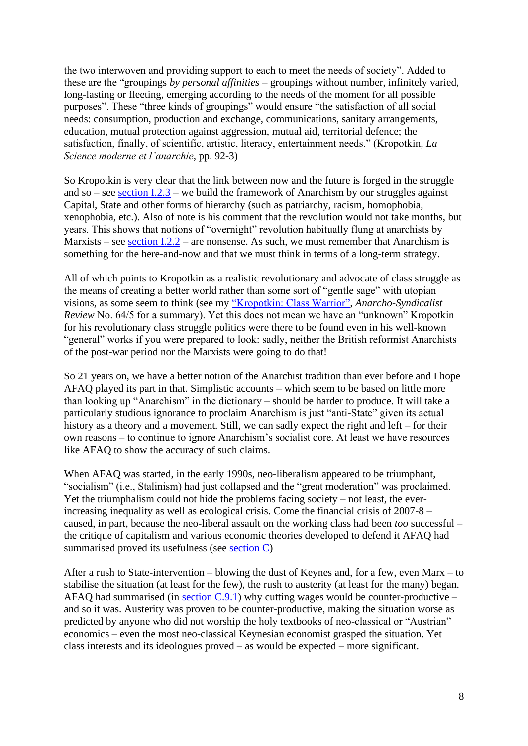the two interwoven and providing support to each to meet the needs of society". Added to these are the "groupings *by personal affinities* – groupings without number, infinitely varied, long-lasting or fleeting, emerging according to the needs of the moment for all possible purposes". These "three kinds of groupings" would ensure "the satisfaction of all social needs: consumption, production and exchange, communications, sanitary arrangements, education, mutual protection against aggression, mutual aid, territorial defence; the satisfaction, finally, of scientific, artistic, literacy, entertainment needs." (Kropotkin, *La Science moderne et l'anarchie*, pp. 92-3)

So Kropotkin is very clear that the link between now and the future is forged in the struggle and so – see section I.2.3 – we build the framework of Anarchism by our struggles against Capital, State and other forms of hierarchy (such as patriarchy, racism, homophobia, xenophobia, etc.). Also of note is his comment that the revolution would not take months, but years. This shows that notions of "overnight" revolution habitually flung at anarchists by Marxists – see section I.2.2 – are nonsense. As such, we must remember that Anarchism is something for the here-and-now and that we must think in terms of a long-term strategy.

All of which points to Kropotkin as a realistic revolutionary and advocate of class struggle as the means of creating a better world rather than some sort of "gentle sage" with utopian visions, as some seem to think (see my "Kropotkin: Class Warrior", *Anarcho-Syndicalist Review* No. 64/5 for a summary). Yet this does not mean we have an "unknown" Kropotkin for his revolutionary class struggle politics were there to be found even in his well-known "general" works if you were prepared to look: sadly, neither the British reformist Anarchists of the post-war period nor the Marxists were going to do that!

So 21 years on, we have a better notion of the Anarchist tradition than ever before and I hope AFAQ played its part in that. Simplistic accounts – which seem to be based on little more than looking up "Anarchism" in the dictionary – should be harder to produce. It will take a particularly studious ignorance to proclaim Anarchism is just "anti-State" given its actual history as a theory and a movement. Still, we can sadly expect the right and left – for their own reasons – to continue to ignore Anarchism's socialist core. At least we have resources like AFAQ to show the accuracy of such claims.

When AFAQ was started, in the early 1990s, neo-liberalism appeared to be triumphant, "socialism" (i.e., Stalinism) had just collapsed and the "great moderation" was proclaimed. Yet the triumphalism could not hide the problems facing society – not least, the ever-increasing inequality as well as ecological crisis. Come the financial crisis of 2007-8 – caused, in part, because the neo-liberal assault on the working class had been *too* successful – the critique of capitalism and various economic theories developed to defend it AFAQ had summarised proved its usefulness (see section C)

After a rush to State-intervention – blowing the dust of Keynes and, for a few, even Marx – to stabilise the situation (at least for the few), the rush to austerity (at least for the many) began. AFAQ had summarised (in section C.9.1) why cutting wages would be counter-productive – and so it was. Austerity was proven to be counter-productive, making the situation worse as predicted by anyone who did not worship the holy textbooks of neo-classical or "Austrian" economics – even the most neo-classical Keynesian economist grasped the situation. Yet class interests and its ideologues proved – as would be expected – more significant.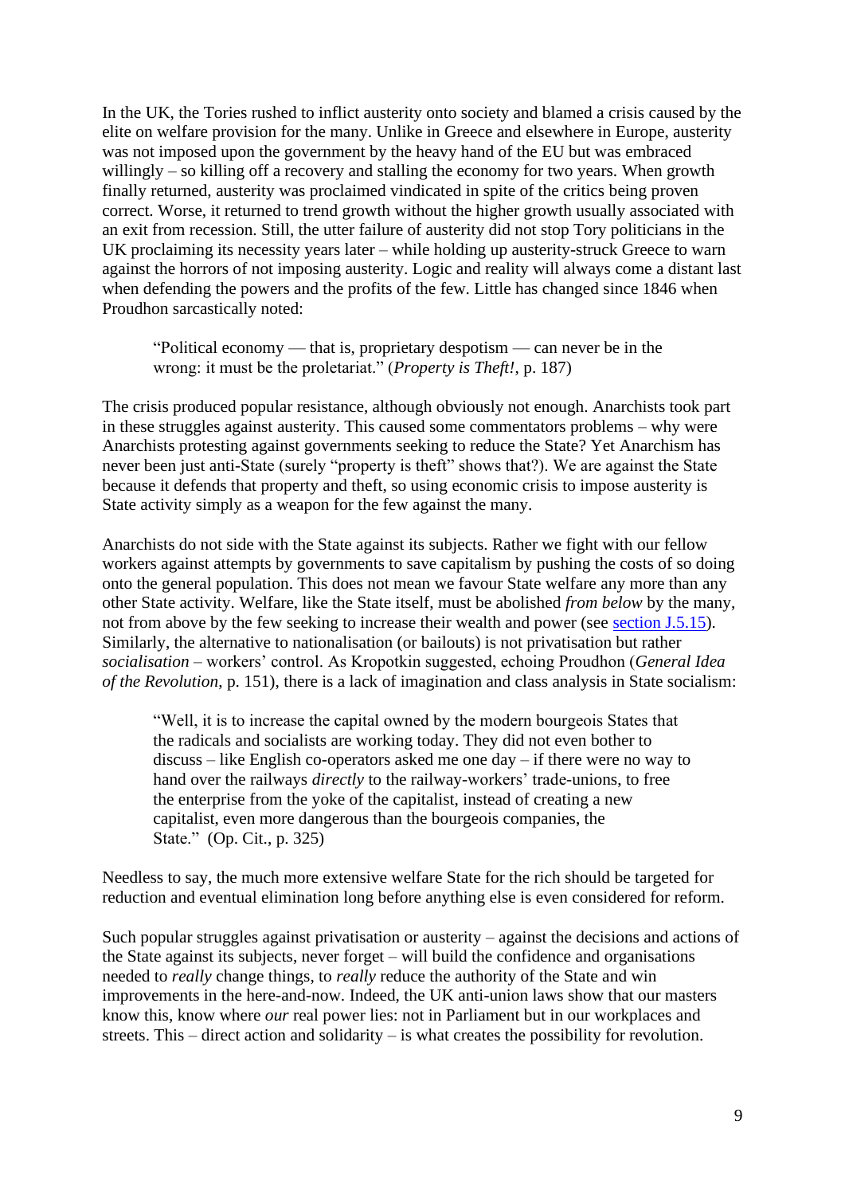In the UK, the Tories rushed to inflict austerity onto society and blamed a crisis caused by the elite on welfare provision for the many. Unlike in Greece and elsewhere in Europe, austerity was not imposed upon the government by the heavy hand of the EU but was embraced willingly – so killing off a recovery and stalling the economy for two years. When growth finally returned, austerity was proclaimed vindicated in spite of the critics being proven correct. Worse, it returned to trend growth without the higher growth usually associated with an exit from recession. Still, the utter failure of austerity did not stop Tory politicians in the UK proclaiming its necessity years later – while holding up austerity-struck Greece to warn against the horrors of not imposing austerity. Logic and reality will always come a distant last when defending the powers and the profits of the few. Little has changed since 1846 when Proudhon sarcastically noted:

> "Political economy — that is, proprietary despotism — can never be in the wrong: it must be the proletariat." (*Property is Theft!*, p. 187)

The crisis produced popular resistance, although obviously not enough. Anarchists took part in these struggles against austerity. This caused some commentators problems – why were Anarchists protesting against governments seeking to reduce the State? Yet Anarchism has never been just anti-State (surely "property is theft" shows that?). We are against the State because it defends that property and theft, so using economic crisis to impose austerity is State activity simply as a weapon for the few against the many.

Anarchists do not side with the State against its subjects. Rather we fight with our fellow workers against attempts by governments to save capitalism by pushing the costs of so doing onto the general population. This does not mean we favour State welfare any more than any other State activity. Welfare, like the State itself, must be abolished *from below* by the many, not from above by the few seeking to increase their wealth and power (see [section J.5.15](section J.5.15)). Similarly, the alternative to nationalisation (or bailouts) is not privatisation but rather *socialisation* – workers' control. As Kropotkin suggested, echoing Proudhon (*General Idea of the Revolution*, p. 151), there is a lack of imagination and class analysis in State socialism:

> "Well, it is to increase the capital owned by the modern bourgeois States that the radicals and socialists are working today. They did not even bother to discuss – like English co-operators asked me one day – if there were no way to hand over the railways *directly* to the railway-workers' trade-unions, to free the enterprise from the yoke of the capitalist, instead of creating a new capitalist, even more dangerous than the bourgeois companies, the State." (Op. Cit., p. 325)

Needless to say, the much more extensive welfare State for the rich should be targeted for reduction and eventual elimination long before anything else is even considered for reform.

Such popular struggles against privatisation or austerity – against the decisions and actions of the State against its subjects, never forget – will build the confidence and organisations needed to *really* change things, to *really* reduce the authority of the State and win improvements in the here-and-now. Indeed, the UK anti-union laws show that our masters know this, know where *our* real power lies: not in Parliament but in our workplaces and streets. This – direct action and solidarity – is what creates the possibility for revolution.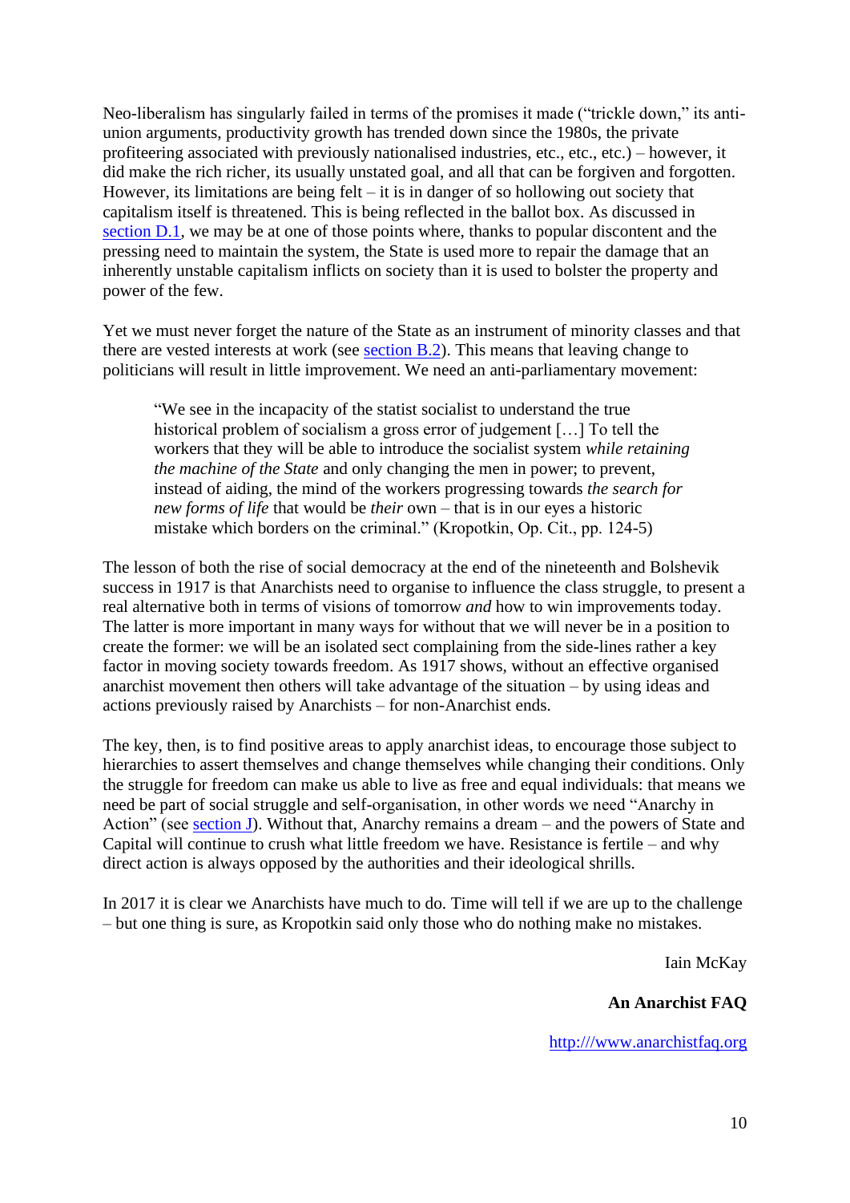Neo-liberalism has singularly failed in terms of the promises it made ("trickle down," its anti-union arguments, productivity growth has trended down since the 1980s, the private profiteering associated with previously nationalised industries, etc., etc., etc.) – however, it did make the rich richer, its usually unstated goal, and all that can be forgiven and forgotten. However, its limitations are being felt – it is in danger of so hollowing out society that capitalism itself is threatened. This is being reflected in the ballot box. As discussed in [section D.1](), we may be at one of those points where, thanks to popular discontent and the pressing need to maintain the system, the State is used more to repair the damage that an inherently unstable capitalism inflicts on society than it is used to bolster the property and power of the few.

Yet we must never forget the nature of the State as an instrument of minority classes and that there are vested interests at work (see [section B.2]()). This means that leaving change to politicians will result in little improvement. We need an anti-parliamentary movement:

> "We see in the incapacity of the statist socialist to understand the true historical problem of socialism a gross error of judgement […] To tell the workers that they will be able to introduce the socialist system *while retaining the machine of the State* and only changing the men in power; to prevent, instead of aiding, the mind of the workers progressing towards *the search for new forms of life* that would be *their* own – that is in our eyes a historic mistake which borders on the criminal." (Kropotkin, Op. Cit., pp. 124-5)

The lesson of both the rise of social democracy at the end of the nineteenth and Bolshevik success in 1917 is that Anarchists need to organise to influence the class struggle, to present a real alternative both in terms of visions of tomorrow *and* how to win improvements today. The latter is more important in many ways for without that we will never be in a position to create the former: we will be an isolated sect complaining from the side-lines rather a key factor in moving society towards freedom. As 1917 shows, without an effective organised anarchist movement then others will take advantage of the situation – by using ideas and actions previously raised by Anarchists – for non-Anarchist ends.

The key, then, is to find positive areas to apply anarchist ideas, to encourage those subject to hierarchies to assert themselves and change themselves while changing their conditions. Only the struggle for freedom can make us able to live as free and equal individuals: that means we need be part of social struggle and self-organisation, in other words we need "Anarchy in Action" (see [section J]()). Without that, Anarchy remains a dream – and the powers of State and Capital will continue to crush what little freedom we have. Resistance is fertile – and why direct action is always opposed by the authorities and their ideological shrills.

In 2017 it is clear we Anarchists have much to do. Time will tell if we are up to the challenge – but one thing is sure, as Kropotkin said only those who do nothing make no mistakes.

Iain McKay

**An Anarchist FAQ**

[http:///www.anarchistfaq.org]()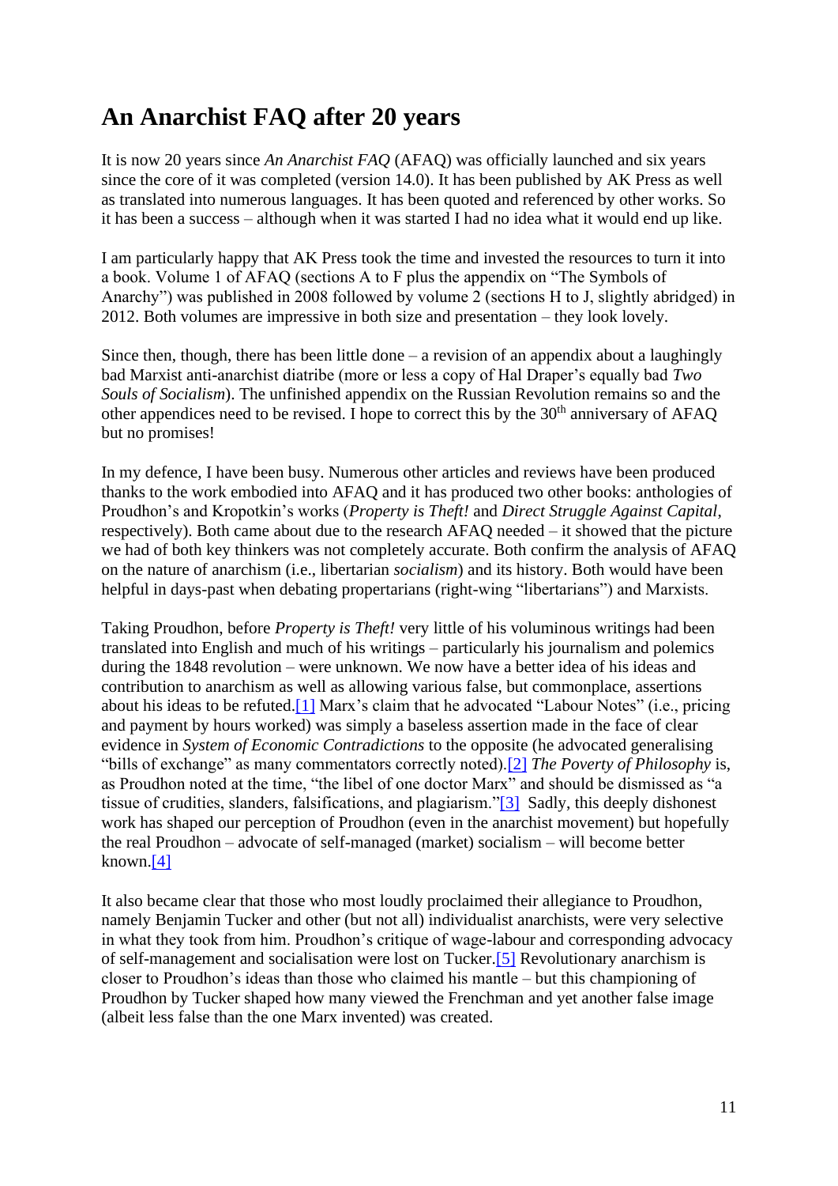## An Anarchist FAQ after 20 years

It is now 20 years since *An Anarchist FAQ* (AFAQ) was officially launched and six years since the core of it was completed (version 14.0). It has been published by AK Press as well as translated into numerous languages. It has been quoted and referenced by other works. So it has been a success – although when it was started I had no idea what it would end up like.

I am particularly happy that AK Press took the time and invested the resources to turn it into a book. Volume 1 of AFAQ (sections A to F plus the appendix on "The Symbols of Anarchy") was published in 2008 followed by volume 2 (sections H to J, slightly abridged) in 2012. Both volumes are impressive in both size and presentation – they look lovely.

Since then, though, there has been little done – a revision of an appendix about a laughingly bad Marxist anti-anarchist diatribe (more or less a copy of Hal Draper's equally bad *Two Souls of Socialism*). The unfinished appendix on the Russian Revolution remains so and the other appendices need to be revised. I hope to correct this by the 30th anniversary of AFAQ but no promises!

In my defence, I have been busy. Numerous other articles and reviews have been produced thanks to the work embodied into AFAQ and it has produced two other books: anthologies of Proudhon's and Kropotkin's works (*Property is Theft!* and *Direct Struggle Against Capital*, respectively). Both came about due to the research AFAQ needed – it showed that the picture we had of both key thinkers was not completely accurate. Both confirm the analysis of AFAQ on the nature of anarchism (i.e., libertarian *socialism*) and its history. Both would have been helpful in days-past when debating propertarians (right-wing "libertarians") and Marxists.

Taking Proudhon, before *Property is Theft!* very little of his voluminous writings had been translated into English and much of his writings – particularly his journalism and polemics during the 1848 revolution – were unknown. We now have a better idea of his ideas and contribution to anarchism as well as allowing various false, but commonplace, assertions about his ideas to be refuted.[1] Marx's claim that he advocated "Labour Notes" (i.e., pricing and payment by hours worked) was simply a baseless assertion made in the face of clear evidence in *System of Economic Contradictions* to the opposite (he advocated generalising "bills of exchange" as many commentators correctly noted).[2] *The Poverty of Philosophy* is, as Proudhon noted at the time, "the libel of one doctor Marx" and should be dismissed as "a tissue of crudities, slanders, falsifications, and plagiarism."[3] Sadly, this deeply dishonest work has shaped our perception of Proudhon (even in the anarchist movement) but hopefully the real Proudhon – advocate of self-managed (market) socialism – will become better known.[4]

It also became clear that those who most loudly proclaimed their allegiance to Proudhon, namely Benjamin Tucker and other (but not all) individualist anarchists, were very selective in what they took from him. Proudhon's critique of wage-labour and corresponding advocacy of self-management and socialisation were lost on Tucker.[5] Revolutionary anarchism is closer to Proudhon's ideas than those who claimed his mantle – but this championing of Proudhon by Tucker shaped how many viewed the Frenchman and yet another false image (albeit less false than the one Marx invented) was created.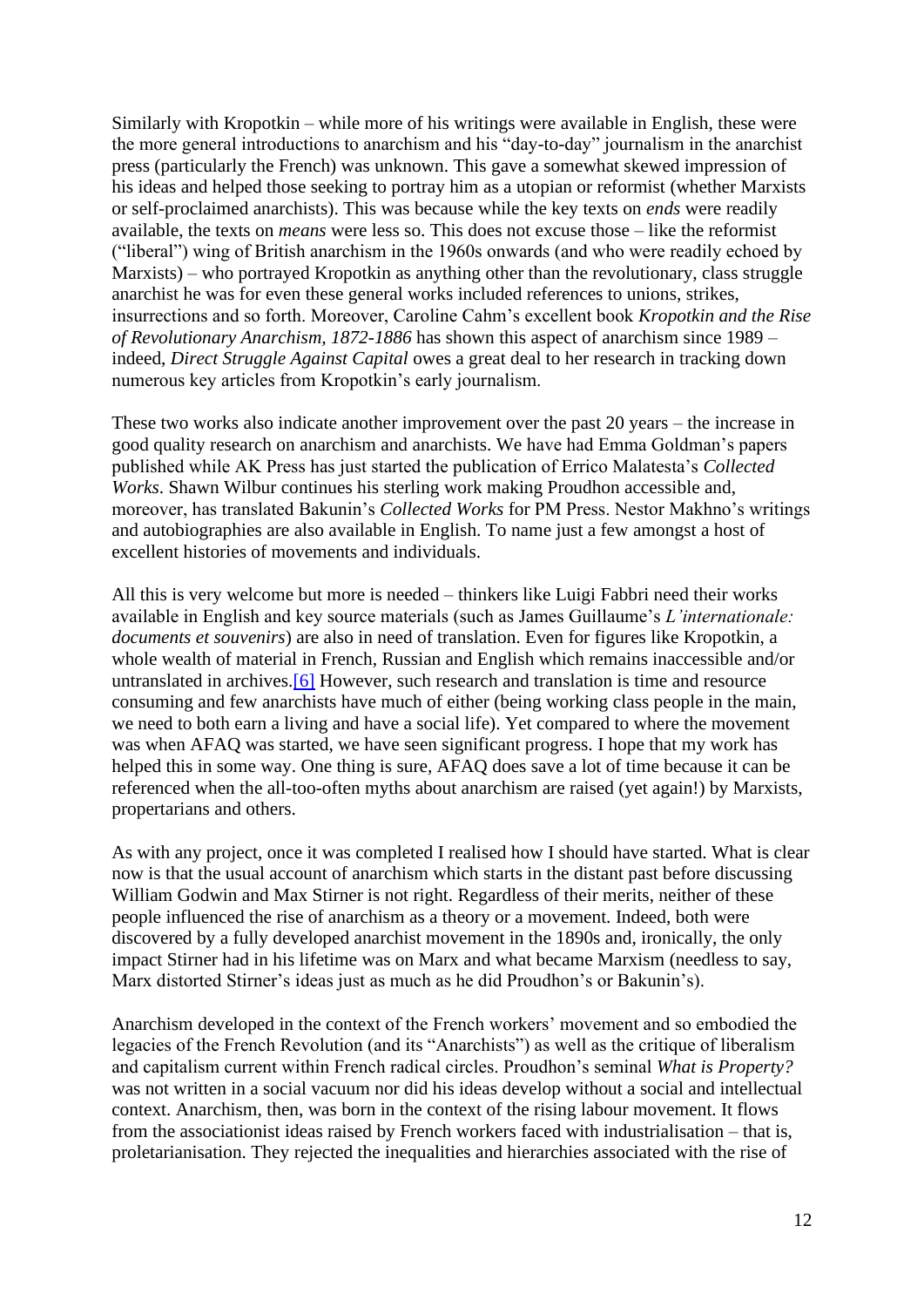Similarly with Kropotkin – while more of his writings were available in English, these were the more general introductions to anarchism and his "day-to-day" journalism in the anarchist press (particularly the French) was unknown. This gave a somewhat skewed impression of his ideas and helped those seeking to portray him as a utopian or reformist (whether Marxists or self-proclaimed anarchists). This was because while the key texts on *ends* were readily available, the texts on *means* were less so. This does not excuse those – like the reformist ("liberal") wing of British anarchism in the 1960s onwards (and who were readily echoed by Marxists) – who portrayed Kropotkin as anything other than the revolutionary, class struggle anarchist he was for even these general works included references to unions, strikes, insurrections and so forth. Moreover, Caroline Cahm's excellent book *Kropotkin and the Rise of Revolutionary Anarchism, 1872-1886* has shown this aspect of anarchism since 1989 – indeed, *Direct Struggle Against Capital* owes a great deal to her research in tracking down numerous key articles from Kropotkin's early journalism.

These two works also indicate another improvement over the past 20 years – the increase in good quality research on anarchism and anarchists. We have had Emma Goldman's papers published while AK Press has just started the publication of Errico Malatesta's *Collected Works*. Shawn Wilbur continues his sterling work making Proudhon accessible and, moreover, has translated Bakunin's *Collected Works* for PM Press. Nestor Makhno's writings and autobiographies are also available in English. To name just a few amongst a host of excellent histories of movements and individuals.

All this is very welcome but more is needed – thinkers like Luigi Fabbri need their works available in English and key source materials (such as James Guillaume's *L'internationale: documents et souvenirs*) are also in need of translation. Even for figures like Kropotkin, a whole wealth of material in French, Russian and English which remains inaccessible and/or untranslated in archives.[6] However, such research and translation is time and resource consuming and few anarchists have much of either (being working class people in the main, we need to both earn a living and have a social life). Yet compared to where the movement was when AFAQ was started, we have seen significant progress. I hope that my work has helped this in some way. One thing is sure, AFAQ does save a lot of time because it can be referenced when the all-too-often myths about anarchism are raised (yet again!) by Marxists, propertarians and others.

As with any project, once it was completed I realised how I should have started. What is clear now is that the usual account of anarchism which starts in the distant past before discussing William Godwin and Max Stirner is not right. Regardless of their merits, neither of these people influenced the rise of anarchism as a theory or a movement. Indeed, both were discovered by a fully developed anarchist movement in the 1890s and, ironically, the only impact Stirner had in his lifetime was on Marx and what became Marxism (needless to say, Marx distorted Stirner's ideas just as much as he did Proudhon's or Bakunin's).

Anarchism developed in the context of the French workers' movement and so embodied the legacies of the French Revolution (and its "Anarchists") as well as the critique of liberalism and capitalism current within French radical circles. Proudhon's seminal *What is Property?* was not written in a social vacuum nor did his ideas develop without a social and intellectual context. Anarchism, then, was born in the context of the rising labour movement. It flows from the associationist ideas raised by French workers faced with industrialisation – that is, proletarianisation. They rejected the inequalities and hierarchies associated with the rise of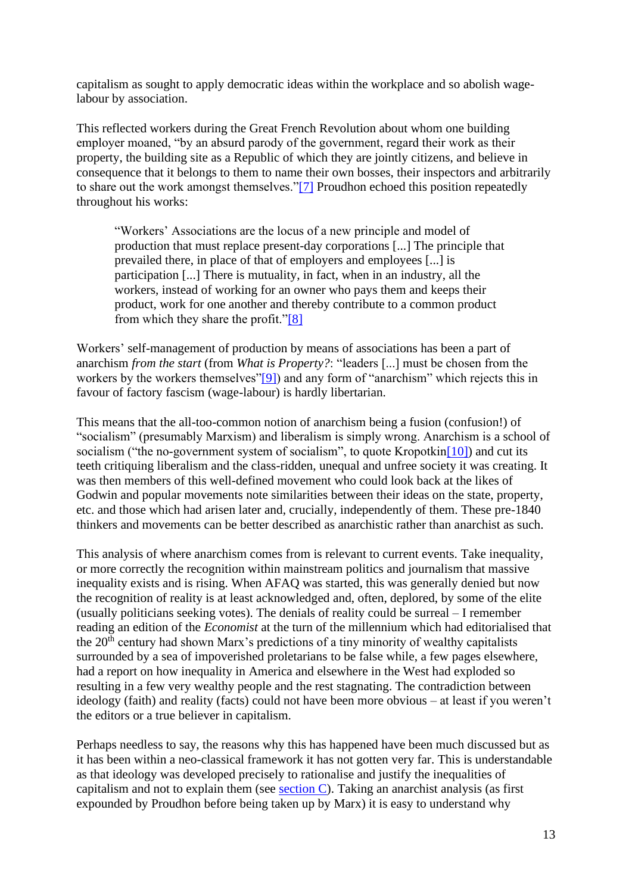capitalism as sought to apply democratic ideas within the workplace and so abolish wage-labour by association.

This reflected workers during the Great French Revolution about whom one building employer moaned, "by an absurd parody of the government, regard their work as their property, the building site as a Republic of which they are jointly citizens, and believe in consequence that it belongs to them to name their own bosses, their inspectors and arbitrarily to share out the work amongst themselves."[7] Proudhon echoed this position repeatedly throughout his works:

> "Workers' Associations are the locus of a new principle and model of production that must replace present-day corporations [...] The principle that prevailed there, in place of that of employers and employees [...] is participation [...] There is mutuality, in fact, when in an industry, all the workers, instead of working for an owner who pays them and keeps their product, work for one another and thereby contribute to a common product from which they share the profit."[8]

Workers' self-management of production by means of associations has been a part of anarchism *from the start* (from *What is Property?*: "leaders [...] must be chosen from the workers by the workers themselves"[9]) and any form of "anarchism" which rejects this in favour of factory fascism (wage-labour) is hardly libertarian.

This means that the all-too-common notion of anarchism being a fusion (confusion!) of "socialism" (presumably Marxism) and liberalism is simply wrong. Anarchism is a school of socialism ("the no-government system of socialism", to quote Kropotkin[10]) and cut its teeth critiquing liberalism and the class-ridden, unequal and unfree society it was creating. It was then members of this well-defined movement who could look back at the likes of Godwin and popular movements note similarities between their ideas on the state, property, etc. and those which had arisen later and, crucially, independently of them. These pre-1840 thinkers and movements can be better described as anarchistic rather than anarchist as such.

This analysis of where anarchism comes from is relevant to current events. Take inequality, or more correctly the recognition within mainstream politics and journalism that massive inequality exists and is rising. When AFAQ was started, this was generally denied but now the recognition of reality is at least acknowledged and, often, deplored, by some of the elite (usually politicians seeking votes). The denials of reality could be surreal – I remember reading an edition of the *Economist* at the turn of the millennium which had editorialised that the 20th century had shown Marx's predictions of a tiny minority of wealthy capitalists surrounded by a sea of impoverished proletarians to be false while, a few pages elsewhere, had a report on how inequality in America and elsewhere in the West had exploded so resulting in a few very wealthy people and the rest stagnating. The contradiction between ideology (faith) and reality (facts) could not have been more obvious – at least if you weren't the editors or a true believer in capitalism.

Perhaps needless to say, the reasons why this has happened have been much discussed but as it has been within a neo-classical framework it has not gotten very far. This is understandable as that ideology was developed precisely to rationalise and justify the inequalities of capitalism and not to explain them (see section C). Taking an anarchist analysis (as first expounded by Proudhon before being taken up by Marx) it is easy to understand why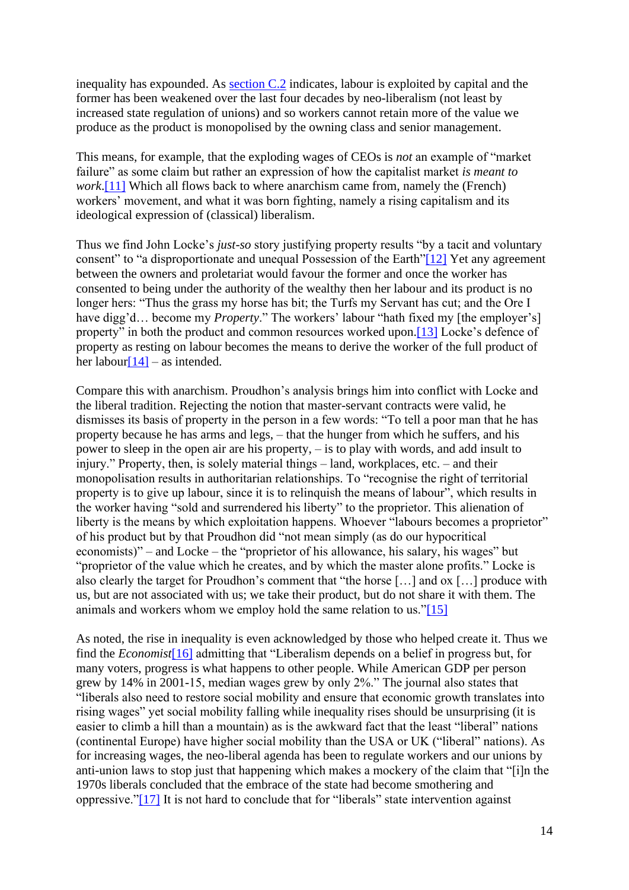inequality has expounded. As section C.2 indicates, labour is exploited by capital and the former has been weakened over the last four decades by neo-liberalism (not least by increased state regulation of unions) and so workers cannot retain more of the value we produce as the product is monopolised by the owning class and senior management.

This means, for example, that the exploding wages of CEOs is *not* an example of "market failure" as some claim but rather an expression of how the capitalist market *is meant to work*.[11] Which all flows back to where anarchism came from, namely the (French) workers' movement, and what it was born fighting, namely a rising capitalism and its ideological expression of (classical) liberalism.

Thus we find John Locke's *just-so* story justifying property results "by a tacit and voluntary consent" to "a disproportionate and unequal Possession of the Earth"[12] Yet any agreement between the owners and proletariat would favour the former and once the worker has consented to being under the authority of the wealthy then her labour and its product is no longer hers: "Thus the grass my horse has bit; the Turfs my Servant has cut; and the Ore I have digg'd… become my *Property*." The workers' labour "hath fixed my [the employer's] property" in both the product and common resources worked upon.[13] Locke's defence of property as resting on labour becomes the means to derive the worker of the full product of her labour[14] – as intended.

Compare this with anarchism. Proudhon's analysis brings him into conflict with Locke and the liberal tradition. Rejecting the notion that master-servant contracts were valid, he dismisses its basis of property in the person in a few words: "To tell a poor man that he has property because he has arms and legs, – that the hunger from which he suffers, and his power to sleep in the open air are his property, – is to play with words, and add insult to injury." Property, then, is solely material things – land, workplaces, etc. – and their monopolisation results in authoritarian relationships. To "recognise the right of territorial property is to give up labour, since it is to relinquish the means of labour", which results in the worker having "sold and surrendered his liberty" to the proprietor. This alienation of liberty is the means by which exploitation happens. Whoever "labours becomes a proprietor" of his product but by that Proudhon did "not mean simply (as do our hypocritical economists)" – and Locke – the "proprietor of his allowance, his salary, his wages" but "proprietor of the value which he creates, and by which the master alone profits." Locke is also clearly the target for Proudhon's comment that "the horse […] and ox […] produce with us, but are not associated with us; we take their product, but do not share it with them. The animals and workers whom we employ hold the same relation to us."[15]

As noted, the rise in inequality is even acknowledged by those who helped create it. Thus we find the *Economist*[16] admitting that "Liberalism depends on a belief in progress but, for many voters, progress is what happens to other people. While American GDP per person grew by 14% in 2001-15, median wages grew by only 2%." The journal also states that "liberals also need to restore social mobility and ensure that economic growth translates into rising wages" yet social mobility falling while inequality rises should be unsurprising (it is easier to climb a hill than a mountain) as is the awkward fact that the least "liberal" nations (continental Europe) have higher social mobility than the USA or UK ("liberal" nations). As for increasing wages, the neo-liberal agenda has been to regulate workers and our unions by anti-union laws to stop just that happening which makes a mockery of the claim that "[i]n the 1970s liberals concluded that the embrace of the state had become smothering and oppressive."[17] It is not hard to conclude that for "liberals" state intervention against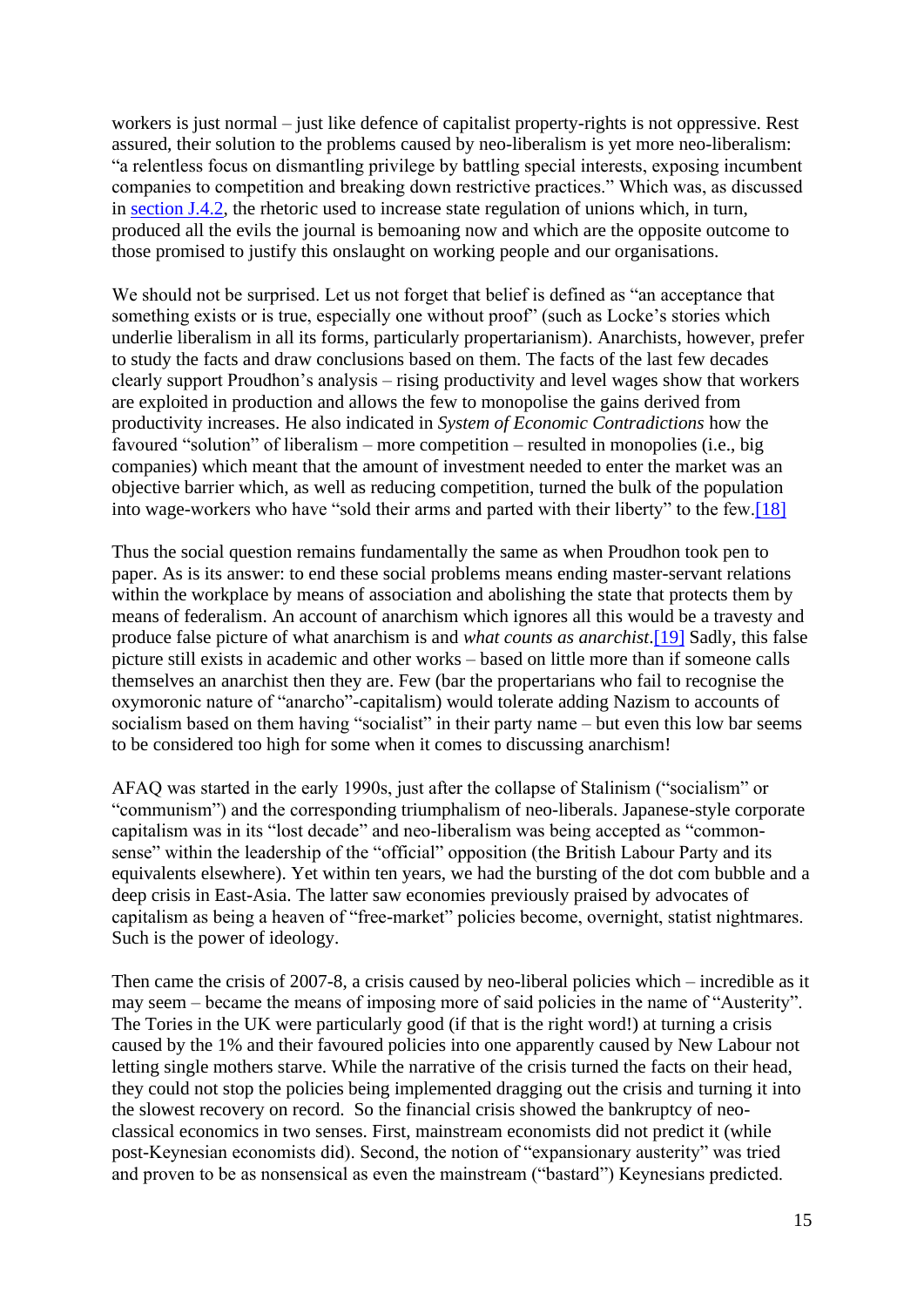workers is just normal – just like defence of capitalist property-rights is not oppressive. Rest assured, their solution to the problems caused by neo-liberalism is yet more neo-liberalism: "a relentless focus on dismantling privilege by battling special interests, exposing incumbent companies to competition and breaking down restrictive practices." Which was, as discussed in section J.4.2, the rhetoric used to increase state regulation of unions which, in turn, produced all the evils the journal is bemoaning now and which are the opposite outcome to those promised to justify this onslaught on working people and our organisations.

We should not be surprised. Let us not forget that belief is defined as "an acceptance that something exists or is true, especially one without proof" (such as Locke's stories which underlie liberalism in all its forms, particularly propertarianism). Anarchists, however, prefer to study the facts and draw conclusions based on them. The facts of the last few decades clearly support Proudhon's analysis – rising productivity and level wages show that workers are exploited in production and allows the few to monopolise the gains derived from productivity increases. He also indicated in *System of Economic Contradictions* how the favoured "solution" of liberalism – more competition – resulted in monopolies (i.e., big companies) which meant that the amount of investment needed to enter the market was an objective barrier which, as well as reducing competition, turned the bulk of the population into wage-workers who have "sold their arms and parted with their liberty" to the few.[18]

Thus the social question remains fundamentally the same as when Proudhon took pen to paper. As is its answer: to end these social problems means ending master-servant relations within the workplace by means of association and abolishing the state that protects them by means of federalism. An account of anarchism which ignores all this would be a travesty and produce false picture of what anarchism is and *what counts as anarchist*.[19] Sadly, this false picture still exists in academic and other works – based on little more than if someone calls themselves an anarchist then they are. Few (bar the propertarians who fail to recognise the oxymoronic nature of "anarcho"-capitalism) would tolerate adding Nazism to accounts of socialism based on them having "socialist" in their party name – but even this low bar seems to be considered too high for some when it comes to discussing anarchism!

AFAQ was started in the early 1990s, just after the collapse of Stalinism ("socialism" or "communism") and the corresponding triumphalism of neo-liberals. Japanese-style corporate capitalism was in its "lost decade" and neo-liberalism was being accepted as "common-sense" within the leadership of the "official" opposition (the British Labour Party and its equivalents elsewhere). Yet within ten years, we had the bursting of the dot com bubble and a deep crisis in East-Asia. The latter saw economies previously praised by advocates of capitalism as being a heaven of "free-market" policies become, overnight, statist nightmares. Such is the power of ideology.

Then came the crisis of 2007-8, a crisis caused by neo-liberal policies which – incredible as it may seem – became the means of imposing more of said policies in the name of "Austerity". The Tories in the UK were particularly good (if that is the right word!) at turning a crisis caused by the 1% and their favoured policies into one apparently caused by New Labour not letting single mothers starve. While the narrative of the crisis turned the facts on their head, they could not stop the policies being implemented dragging out the crisis and turning it into the slowest recovery on record. So the financial crisis showed the bankruptcy of neo-classical economics in two senses. First, mainstream economists did not predict it (while post-Keynesian economists did). Second, the notion of "expansionary austerity" was tried and proven to be as nonsensical as even the mainstream ("bastard") Keynesians predicted.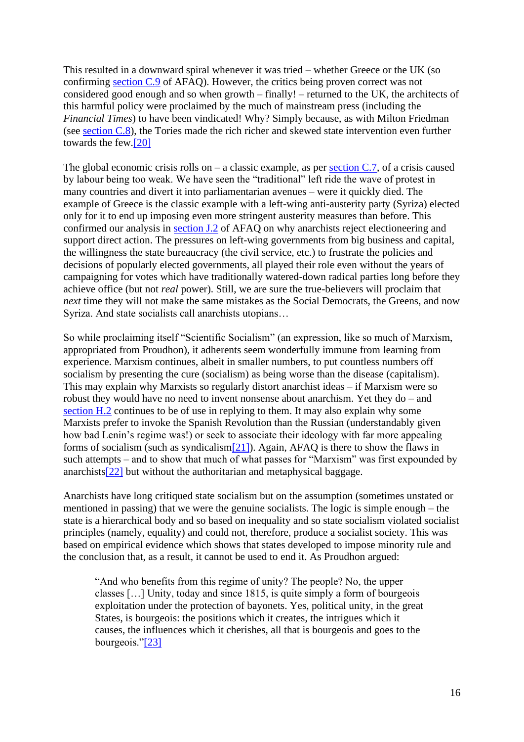This resulted in a downward spiral whenever it was tried – whether Greece or the UK (so confirming section C.9 of AFAQ). However, the critics being proven correct was not considered good enough and so when growth – finally! – returned to the UK, the architects of this harmful policy were proclaimed by the much of mainstream press (including the *Financial Times*) to have been vindicated! Why? Simply because, as with Milton Friedman (see section C.8), the Tories made the rich richer and skewed state intervention even further towards the few.[20]

The global economic crisis rolls on – a classic example, as per section C.7, of a crisis caused by labour being too weak. We have seen the "traditional" left ride the wave of protest in many countries and divert it into parliamentarian avenues – were it quickly died. The example of Greece is the classic example with a left-wing anti-austerity party (Syriza) elected only for it to end up imposing even more stringent austerity measures than before. This confirmed our analysis in section J.2 of AFAQ on why anarchists reject electioneering and support direct action. The pressures on left-wing governments from big business and capital, the willingness the state bureaucracy (the civil service, etc.) to frustrate the policies and decisions of popularly elected governments, all played their role even without the years of campaigning for votes which have traditionally watered-down radical parties long before they achieve office (but not *real* power). Still, we are sure the true-believers will proclaim that *next* time they will not make the same mistakes as the Social Democrats, the Greens, and now Syriza. And state socialists call anarchists utopians…

So while proclaiming itself "Scientific Socialism" (an expression, like so much of Marxism, appropriated from Proudhon), it adherents seem wonderfully immune from learning from experience. Marxism continues, albeit in smaller numbers, to put countless numbers off socialism by presenting the cure (socialism) as being worse than the disease (capitalism). This may explain why Marxists so regularly distort anarchist ideas – if Marxism were so robust they would have no need to invent nonsense about anarchism. Yet they do – and section H.2 continues to be of use in replying to them. It may also explain why some Marxists prefer to invoke the Spanish Revolution than the Russian (understandably given how bad Lenin's regime was!) or seek to associate their ideology with far more appealing forms of socialism (such as syndicalism[21]). Again, AFAQ is there to show the flaws in such attempts – and to show that much of what passes for "Marxism" was first expounded by anarchists[22] but without the authoritarian and metaphysical baggage.

Anarchists have long critiqued state socialism but on the assumption (sometimes unstated or mentioned in passing) that we were the genuine socialists. The logic is simple enough – the state is a hierarchical body and so based on inequality and so state socialism violated socialist principles (namely, equality) and could not, therefore, produce a socialist society. This was based on empirical evidence which shows that states developed to impose minority rule and the conclusion that, as a result, it cannot be used to end it. As Proudhon argued:

> "And who benefits from this regime of unity? The people? No, the upper classes […] Unity, today and since 1815, is quite simply a form of bourgeois exploitation under the protection of bayonets. Yes, political unity, in the great States, is bourgeois: the positions which it creates, the intrigues which it causes, the influences which it cherishes, all that is bourgeois and goes to the bourgeois."[23]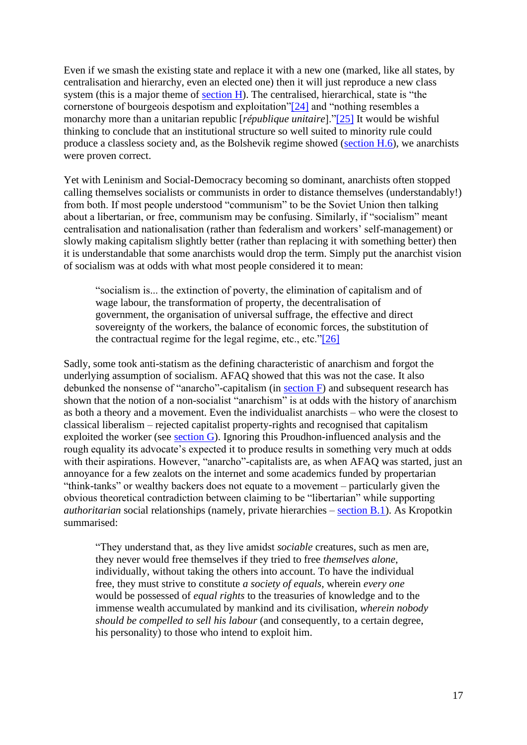Even if we smash the existing state and replace it with a new one (marked, like all states, by centralisation and hierarchy, even an elected one) then it will just reproduce a new class system (this is a major theme of section H). The centralised, hierarchical, state is "the cornerstone of bourgeois despotism and exploitation"[24] and "nothing resembles a monarchy more than a unitarian republic [*république unitaire*]."[25] It would be wishful thinking to conclude that an institutional structure so well suited to minority rule could produce a classless society and, as the Bolshevik regime showed (section H.6), we anarchists were proven correct.

Yet with Leninism and Social-Democracy becoming so dominant, anarchists often stopped calling themselves socialists or communists in order to distance themselves (understandably!) from both. If most people understood "communism" to be the Soviet Union then talking about a libertarian, or free, communism may be confusing. Similarly, if "socialism" meant centralisation and nationalisation (rather than federalism and workers' self-management) or slowly making capitalism slightly better (rather than replacing it with something better) then it is understandable that some anarchists would drop the term. Simply put the anarchist vision of socialism was at odds with what most people considered it to mean:

> "socialism is... the extinction of poverty, the elimination of capitalism and of wage labour, the transformation of property, the decentralisation of government, the organisation of universal suffrage, the effective and direct sovereignty of the workers, the balance of economic forces, the substitution of the contractual regime for the legal regime, etc., etc."[26]

Sadly, some took anti-statism as the defining characteristic of anarchism and forgot the underlying assumption of socialism. AFAQ showed that this was not the case. It also debunked the nonsense of "anarcho"-capitalism (in section F) and subsequent research has shown that the notion of a non-socialist "anarchism" is at odds with the history of anarchism as both a theory and a movement. Even the individualist anarchists – who were the closest to classical liberalism – rejected capitalist property-rights and recognised that capitalism exploited the worker (see section G). Ignoring this Proudhon-influenced analysis and the rough equality its advocate's expected it to produce results in something very much at odds with their aspirations. However, "anarcho"-capitalists are, as when AFAQ was started, just an annoyance for a few zealots on the internet and some academics funded by propertarian "think-tanks" or wealthy backers does not equate to a movement – particularly given the obvious theoretical contradiction between claiming to be "libertarian" while supporting *authoritarian* social relationships (namely, private hierarchies – section B.1). As Kropotkin summarised:

> "They understand that, as they live amidst *sociable* creatures, such as men are, they never would free themselves if they tried to free *themselves alone*, individually, without taking the others into account. To have the individual free, they must strive to constitute *a society of equals*, wherein *every one* would be possessed of *equal rights* to the treasuries of knowledge and to the immense wealth accumulated by mankind and its civilisation, *wherein nobody should be compelled to sell his labour* (and consequently, to a certain degree, his personality) to those who intend to exploit him.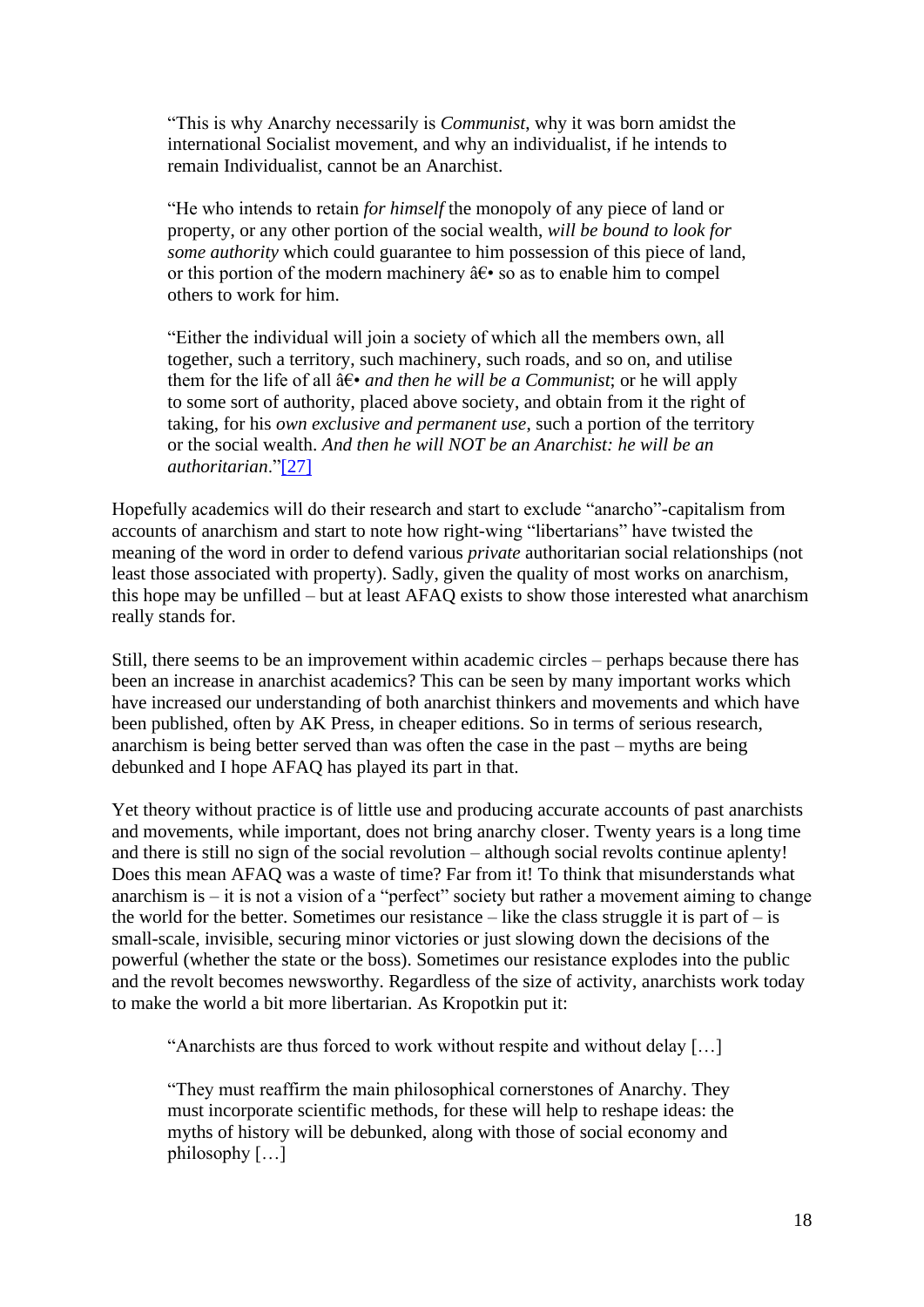> “This is why Anarchy necessarily is *Communist*, why it was born amidst the international Socialist movement, and why an individualist, if he intends to remain Individualist, cannot be an Anarchist.
>
> “He who intends to retain *for himself* the monopoly of any piece of land or property, or any other portion of the social wealth, *will be bound to look for some authority* which could guarantee to him possession of this piece of land, or this portion of the modern machinery â€• so as to enable him to compel others to work for him.
>
> “Either the individual will join a society of which all the members own, all together, such a territory, such machinery, such roads, and so on, and utilise them for the life of all â€• *and then he will be a Communist*; or he will apply to some sort of authority, placed above society, and obtain from it the right of taking, for his *own exclusive and permanent use*, such a portion of the territory or the social wealth. *And then he will NOT be an Anarchist: he will be an authoritarian*.”[27]

Hopefully academics will do their research and start to exclude “anarcho”-capitalism from accounts of anarchism and start to note how right-wing “libertarians” have twisted the meaning of the word in order to defend various *private* authoritarian social relationships (not least those associated with property). Sadly, given the quality of most works on anarchism, this hope may be unfilled – but at least AFAQ exists to show those interested what anarchism really stands for.

Still, there seems to be an improvement within academic circles – perhaps because there has been an increase in anarchist academics? This can be seen by many important works which have increased our understanding of both anarchist thinkers and movements and which have been published, often by AK Press, in cheaper editions. So in terms of serious research, anarchism is being better served than was often the case in the past – myths are being debunked and I hope AFAQ has played its part in that.

Yet theory without practice is of little use and producing accurate accounts of past anarchists and movements, while important, does not bring anarchy closer. Twenty years is a long time and there is still no sign of the social revolution – although social revolts continue aplenty! Does this mean AFAQ was a waste of time? Far from it! To think that misunderstands what anarchism is – it is not a vision of a “perfect” society but rather a movement aiming to change the world for the better. Sometimes our resistance – like the class struggle it is part of – is small-scale, invisible, securing minor victories or just slowing down the decisions of the powerful (whether the state or the boss). Sometimes our resistance explodes into the public and the revolt becomes newsworthy. Regardless of the size of activity, anarchists work today to make the world a bit more libertarian. As Kropotkin put it:

> “Anarchists are thus forced to work without respite and without delay […]
>
> “They must reaffirm the main philosophical cornerstones of Anarchy. They must incorporate scientific methods, for these will help to reshape ideas: the myths of history will be debunked, along with those of social economy and philosophy […]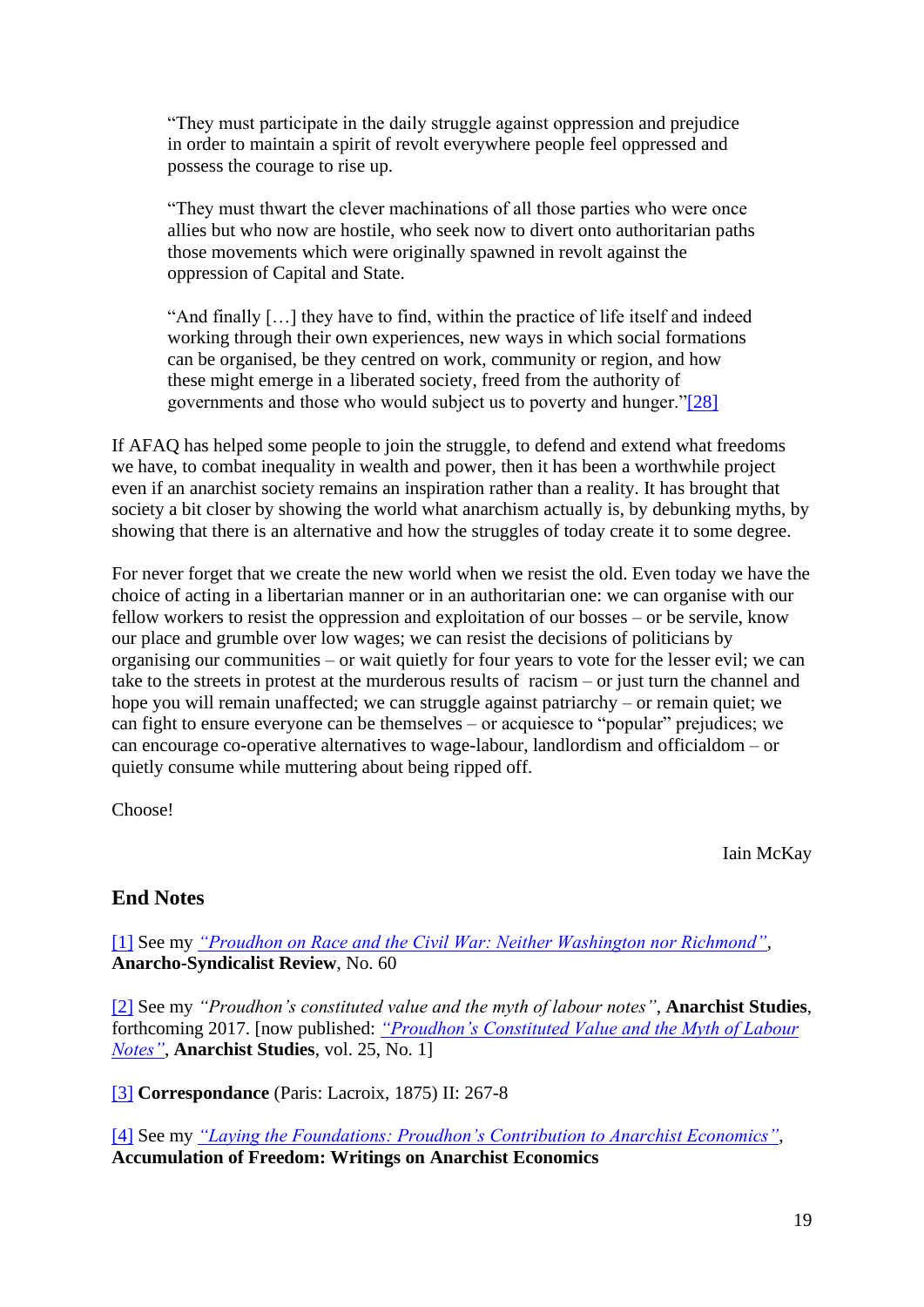> "They must participate in the daily struggle against oppression and prejudice in order to maintain a spirit of revolt everywhere people feel oppressed and possess the courage to rise up.
>
> "They must thwart the clever machinations of all those parties who were once allies but who now are hostile, who seek now to divert onto authoritarian paths those movements which were originally spawned in revolt against the oppression of Capital and State.
>
> "And finally […] they have to find, within the practice of life itself and indeed working through their own experiences, new ways in which social formations can be organised, be they centred on work, community or region, and how these might emerge in a liberated society, freed from the authority of governments and those who would subject us to poverty and hunger."[28]

If AFAQ has helped some people to join the struggle, to defend and extend what freedoms we have, to combat inequality in wealth and power, then it has been a worthwhile project even if an anarchist society remains an inspiration rather than a reality. It has brought that society a bit closer by showing the world what anarchism actually is, by debunking myths, by showing that there is an alternative and how the struggles of today create it to some degree.

For never forget that we create the new world when we resist the old. Even today we have the choice of acting in a libertarian manner or in an authoritarian one: we can organise with our fellow workers to resist the oppression and exploitation of our bosses – or be servile, know our place and grumble over low wages; we can resist the decisions of politicians by organising our communities – or wait quietly for four years to vote for the lesser evil; we can take to the streets in protest at the murderous results of racism – or just turn the channel and hope you will remain unaffected; we can struggle against patriarchy – or remain quiet; we can fight to ensure everyone can be themselves – or acquiesce to "popular" prejudices; we can encourage co-operative alternatives to wage-labour, landlordism and officialdom – or quietly consume while muttering about being ripped off.

Choose!

Iain McKay

## End Notes

[1] See my *"Proudhon on Race and the Civil War: Neither Washington nor Richmond"*, **Anarcho-Syndicalist Review**, No. 60

[2] See my *"Proudhon's constituted value and the myth of labour notes"*, **Anarchist Studies**, forthcoming 2017. [now published: *"Proudhon's Constituted Value and the Myth of Labour Notes"*, **Anarchist Studies**, vol. 25, No. 1]

[3] **Correspondance** (Paris: Lacroix, 1875) II: 267-8

[4] See my *"Laying the Foundations: Proudhon's Contribution to Anarchist Economics"*, **Accumulation of Freedom: Writings on Anarchist Economics**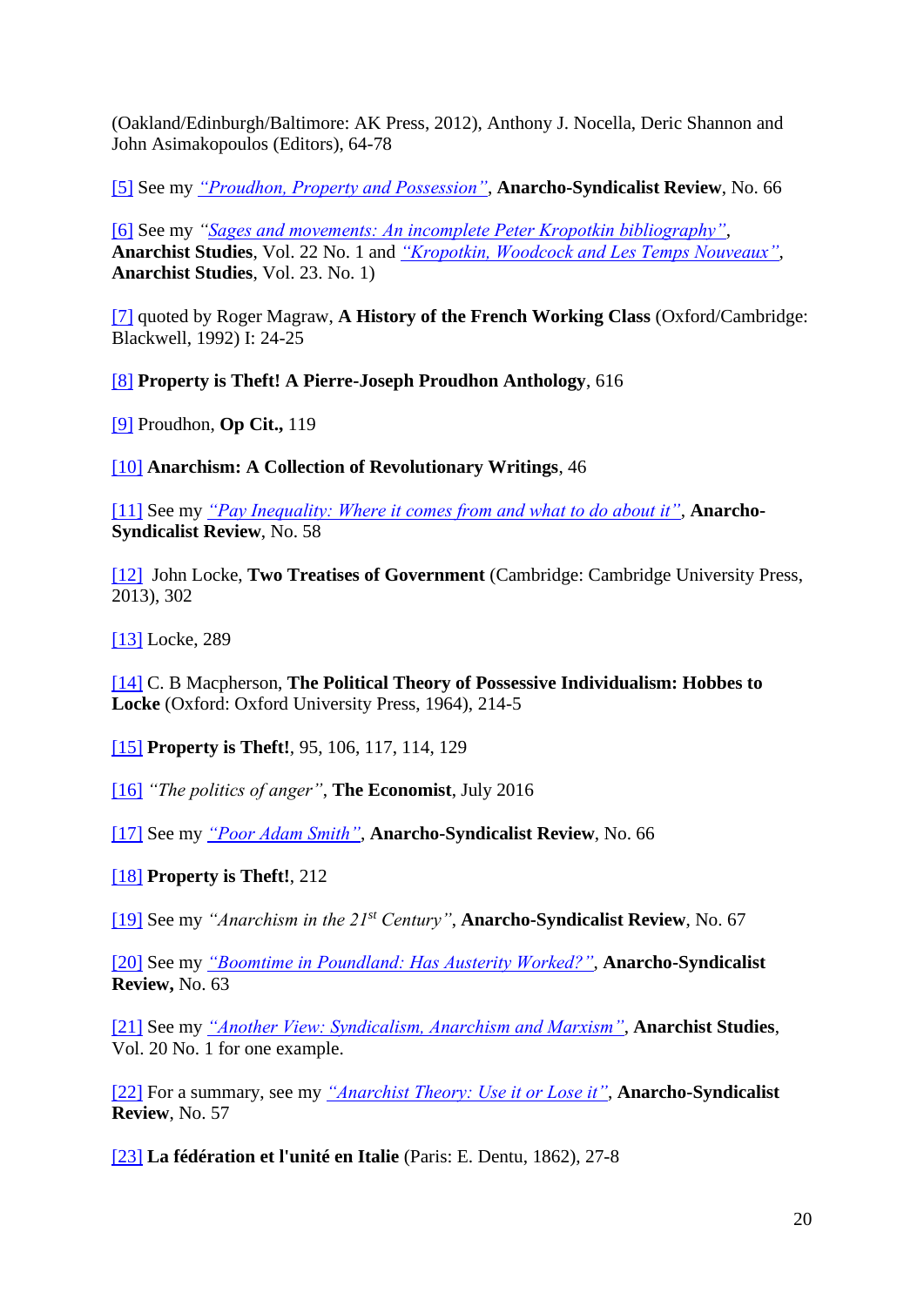(Oakland/Edinburgh/Baltimore: AK Press, 2012), Anthony J. Nocella, Deric Shannon and John Asimakopoulos (Editors), 64-78

[5] See my *"Proudhon, Property and Possession"*, **Anarcho-Syndicalist Review**, No. 66

[6] See my *"Sages and movements: An incomplete Peter Kropotkin bibliography"*, **Anarchist Studies**, Vol. 22 No. 1 and *"Kropotkin, Woodcock and Les Temps Nouveaux"*, **Anarchist Studies**, Vol. 23. No. 1)

[7] quoted by Roger Magraw, **A History of the French Working Class** (Oxford/Cambridge: Blackwell, 1992) I: 24-25

[8] **Property is Theft! A Pierre-Joseph Proudhon Anthology**, 616

[9] Proudhon, **Op Cit.,** 119

[10] **Anarchism: A Collection of Revolutionary Writings**, 46

[11] See my *"Pay Inequality: Where it comes from and what to do about it"*, **Anarcho-Syndicalist Review**, No. 58

[12] John Locke, **Two Treatises of Government** (Cambridge: Cambridge University Press, 2013), 302

[13] Locke, 289

[14] C. B Macpherson, **The Political Theory of Possessive Individualism: Hobbes to Locke** (Oxford: Oxford University Press, 1964), 214-5

[15] **Property is Theft!**, 95, 106, 117, 114, 129

[16] *"The politics of anger"*, **The Economist**, July 2016

[17] See my *"Poor Adam Smith"*, **Anarcho-Syndicalist Review**, No. 66

[18] **Property is Theft!**, 212

[19] See my *"Anarchism in the 21st Century"*, **Anarcho-Syndicalist Review**, No. 67

[20] See my *"Boomtime in Poundland: Has Austerity Worked?"*, **Anarcho-Syndicalist Review,** No. 63

[21] See my *"Another View: Syndicalism, Anarchism and Marxism"*, **Anarchist Studies**, Vol. 20 No. 1 for one example.

[22] For a summary, see my *"Anarchist Theory: Use it or Lose it"*, **Anarcho-Syndicalist Review**, No. 57

[23] **La fédération et l'unité en Italie** (Paris: E. Dentu, 1862), 27-8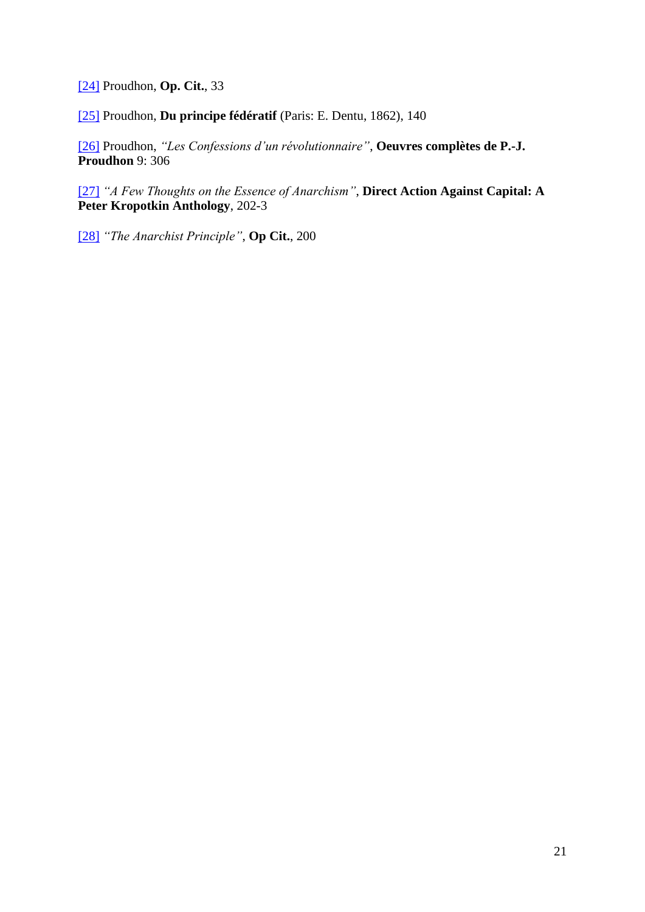[24] Proudhon, **Op. Cit.**, 33

[25] Proudhon, **Du principe fédératif** (Paris: E. Dentu, 1862), 140

[26] Proudhon, *"Les Confessions d'un révolutionnaire"*, **Oeuvres complètes de P.-J. Proudhon** 9: 306

[27] *"A Few Thoughts on the Essence of Anarchism"*, **Direct Action Against Capital: A Peter Kropotkin Anthology**, 202-3

[28] *"The Anarchist Principle"*, **Op Cit.**, 200